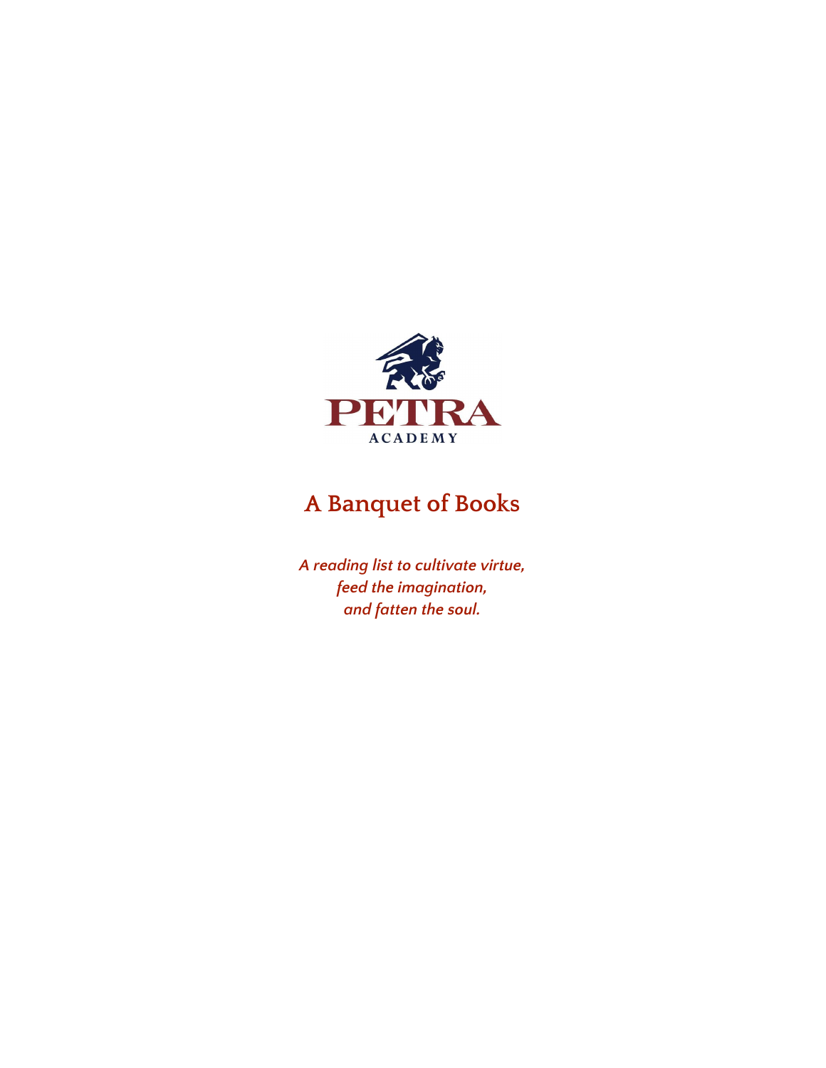PETRA

ACADEMY

# A Banquet of Books

*A reading list to cultivate virtue,*
*feed the imagination,*
*and fatten the soul.*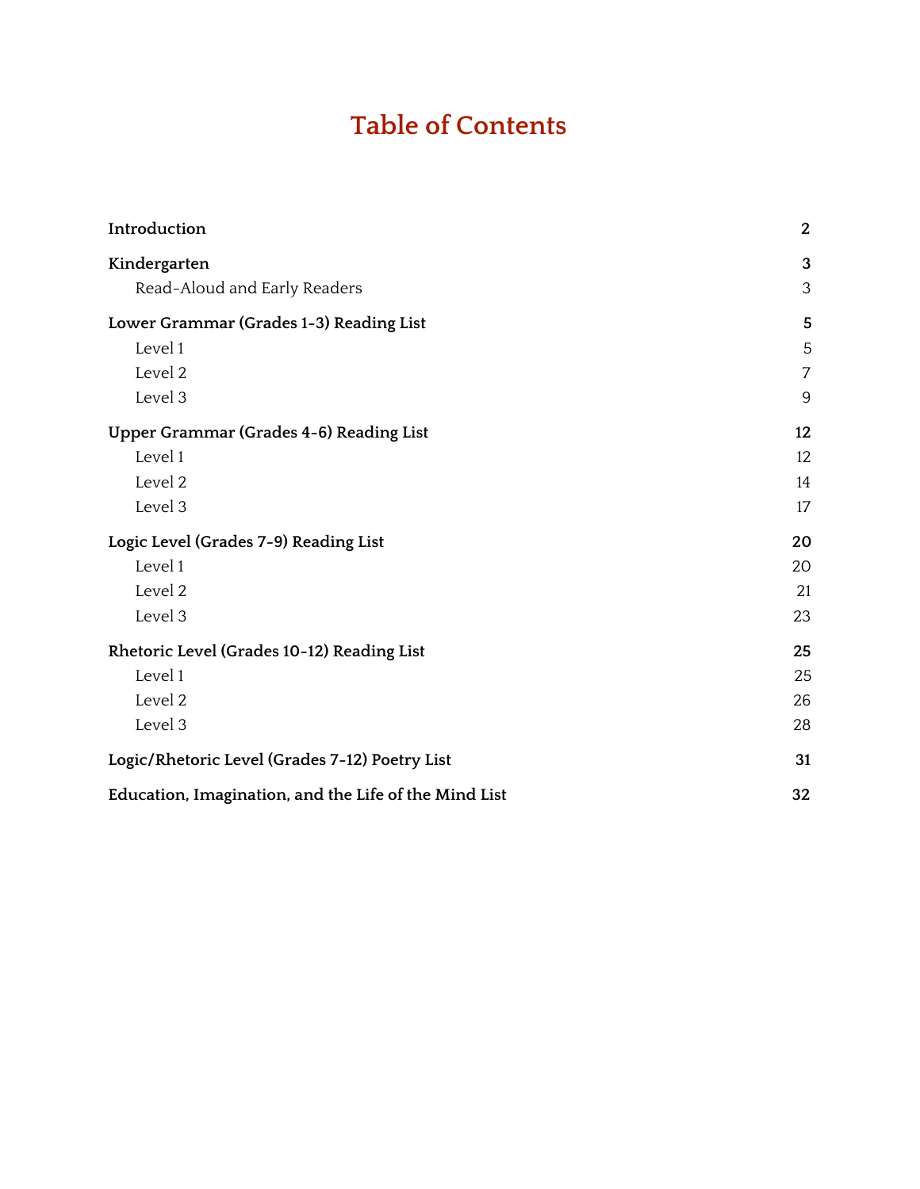# Table of Contents

| | |
|---|---|
| **Introduction** | **2** |
| **Kindergarten** | **3** |
| Read-Aloud and Early Readers | 3 |
| **Lower Grammar (Grades 1-3) Reading List** | **5** |
| Level 1 | 5 |
| Level 2 | 7 |
| Level 3 | 9 |
| **Upper Grammar (Grades 4-6) Reading List** | **12** |
| Level 1 | 12 |
| Level 2 | 14 |
| Level 3 | 17 |
| **Logic Level (Grades 7-9) Reading List** | **20** |
| Level 1 | 20 |
| Level 2 | 21 |
| Level 3 | 23 |
| **Rhetoric Level (Grades 10-12) Reading List** | **25** |
| Level 1 | 25 |
| Level 2 | 26 |
| Level 3 | 28 |
| **Logic/Rhetoric Level (Grades 7-12) Poetry List** | **31** |
| **Education, Imagination, and the Life of the Mind List** | **32** |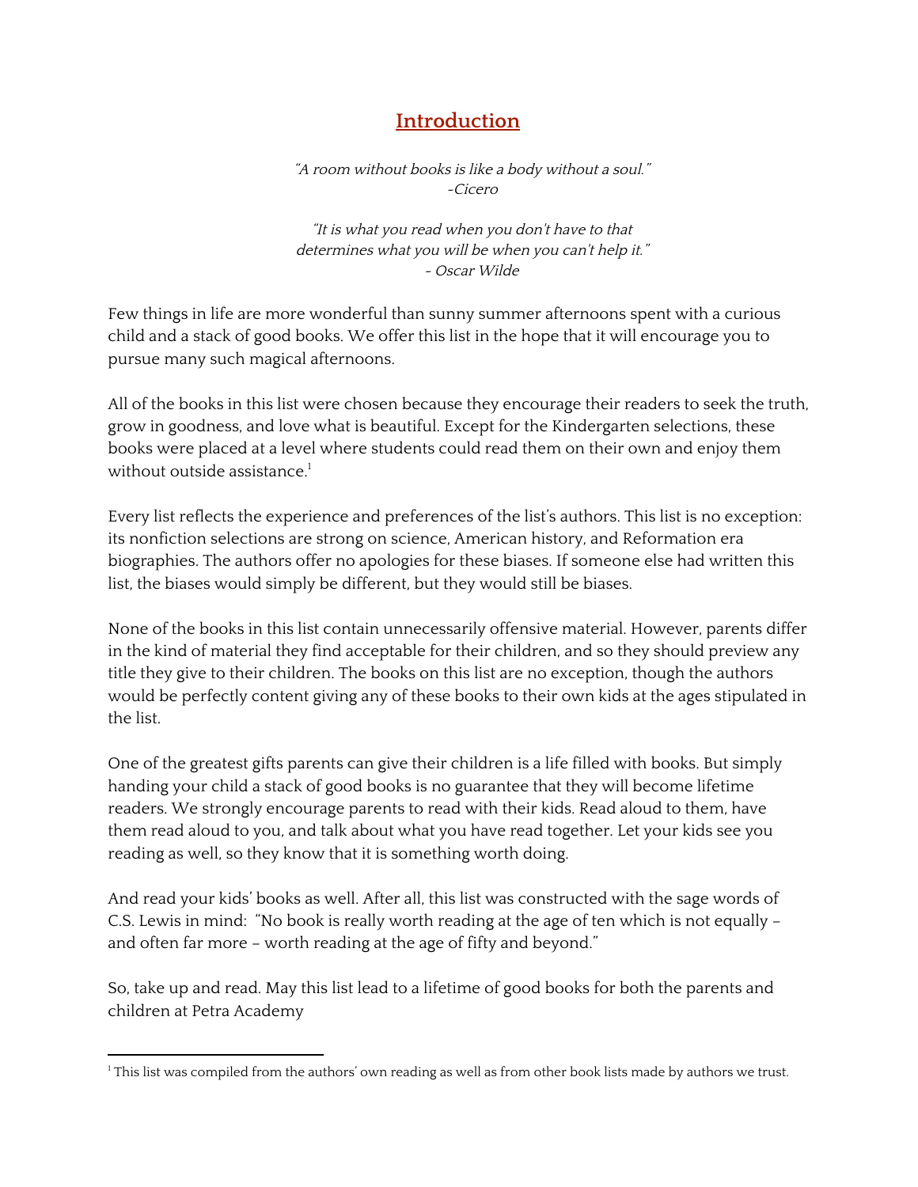# Introduction

*"A room without books is like a body without a soul."*
*-Cicero*

*"It is what you read when you don't have to that determines what you will be when you can't help it."*
*- Oscar Wilde*

Few things in life are more wonderful than sunny summer afternoons spent with a curious child and a stack of good books. We offer this list in the hope that it will encourage you to pursue many such magical afternoons.

All of the books in this list were chosen because they encourage their readers to seek the truth, grow in goodness, and love what is beautiful. Except for the Kindergarten selections, these books were placed at a level where students could read them on their own and enjoy them without outside assistance.[1]

Every list reflects the experience and preferences of the list's authors. This list is no exception: its nonfiction selections are strong on science, American history, and Reformation era biographies. The authors offer no apologies for these biases. If someone else had written this list, the biases would simply be different, but they would still be biases.

None of the books in this list contain unnecessarily offensive material. However, parents differ in the kind of material they find acceptable for their children, and so they should preview any title they give to their children. The books on this list are no exception, though the authors would be perfectly content giving any of these books to their own kids at the ages stipulated in the list.

One of the greatest gifts parents can give their children is a life filled with books. But simply handing your child a stack of good books is no guarantee that they will become lifetime readers. We strongly encourage parents to read with their kids. Read aloud to them, have them read aloud to you, and talk about what you have read together. Let your kids see you reading as well, so they know that it is something worth doing.

And read your kids' books as well. After all, this list was constructed with the sage words of C.S. Lewis in mind: "No book is really worth reading at the age of ten which is not equally – and often far more – worth reading at the age of fifty and beyond."

So, take up and read. May this list lead to a lifetime of good books for both the parents and children at Petra Academy

[1] This list was compiled from the authors' own reading as well as from other book lists made by authors we trust.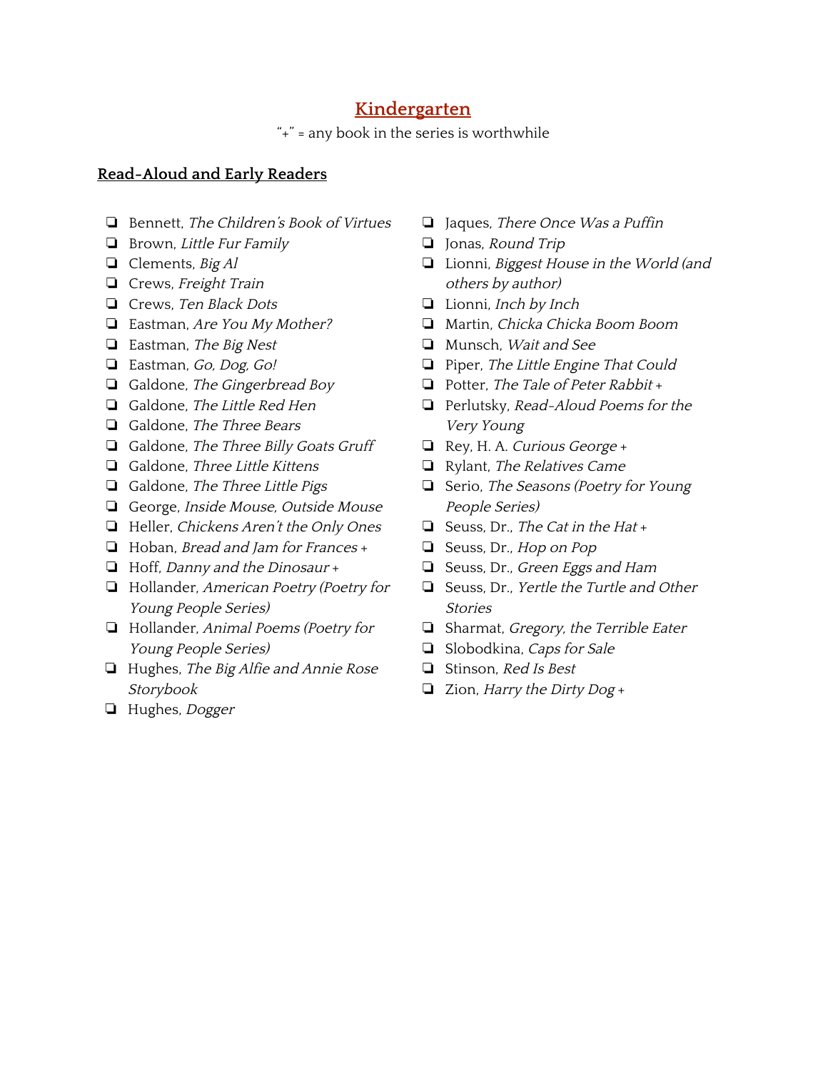# Kindergarten

"+" = any book in the series is worthwhile

## Read-Aloud and Early Readers

- ❏ Bennett, *The Children's Book of Virtues*
- ❏ Brown, *Little Fur Family*
- ❏ Clements, *Big Al*
- ❏ Crews, *Freight Train*
- ❏ Crews, *Ten Black Dots*
- ❏ Eastman, *Are You My Mother?*
- ❏ Eastman, *The Big Nest*
- ❏ Eastman, *Go, Dog, Go!*
- ❏ Galdone, *The Gingerbread Boy*
- ❏ Galdone, *The Little Red Hen*
- ❏ Galdone, *The Three Bears*
- ❏ Galdone, *The Three Billy Goats Gruff*
- ❏ Galdone, *Three Little Kittens*
- ❏ Galdone, *The Three Little Pigs*
- ❏ George, *Inside Mouse, Outside Mouse*
- ❏ Heller, *Chickens Aren't the Only Ones*
- ❏ Hoban, *Bread and Jam for Frances* +
- ❏ Hoff, *Danny and the Dinosaur* +
- ❏ Hollander, *American Poetry (Poetry for Young People Series)*
- ❏ Hollander, *Animal Poems (Poetry for Young People Series)*
- ❏ Hughes, *The Big Alfie and Annie Rose Storybook*
- ❏ Hughes, *Dogger*
- ❏ Jaques, *There Once Was a Puffin*
- ❏ Jonas, *Round Trip*
- ❏ Lionni, *Biggest House in the World (and others by author)*
- ❏ Lionni, *Inch by Inch*
- ❏ Martin, *Chicka Chicka Boom Boom*
- ❏ Munsch, *Wait and See*
- ❏ Piper, *The Little Engine That Could*
- ❏ Potter, *The Tale of Peter Rabbit* +
- ❏ Perlutsky, *Read-Aloud Poems for the Very Young*
- ❏ Rey, H. A. *Curious George* +
- ❏ Rylant, *The Relatives Came*
- ❏ Serio, *The Seasons (Poetry for Young People Series)*
- ❏ Seuss, Dr., *The Cat in the Hat* +
- ❏ Seuss, Dr., *Hop on Pop*
- ❏ Seuss, Dr., *Green Eggs and Ham*
- ❏ Seuss, Dr., *Yertle the Turtle and Other Stories*
- ❏ Sharmat, *Gregory, the Terrible Eater*
- ❏ Slobodkina, *Caps for Sale*
- ❏ Stinson, *Red Is Best*
- ❏ Zion, *Harry the Dirty Dog* +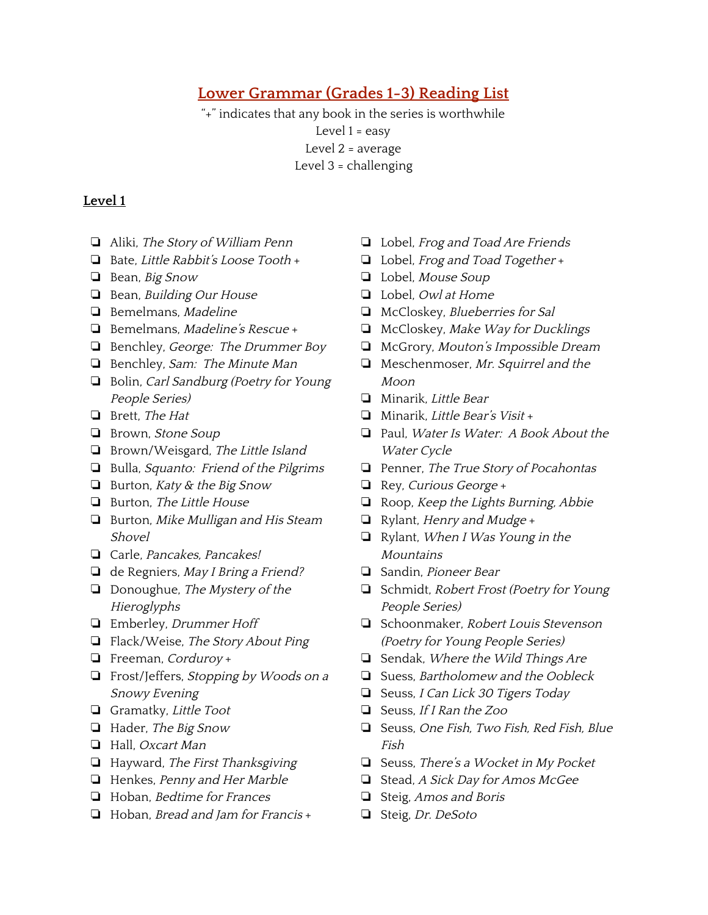# Lower Grammar (Grades 1-3) Reading List

"+" indicates that any book in the series is worthwhile

Level 1 = easy

Level 2 = average

Level 3 = challenging

## Level 1

- ❏ Aliki, *The Story of William Penn*
- ❏ Bate, *Little Rabbit's Loose Tooth* +
- ❏ Bean, *Big Snow*
- ❏ Bean, *Building Our House*
- ❏ Bemelmans, *Madeline*
- ❏ Bemelmans, *Madeline's Rescue* +
- ❏ Benchley, *George: The Drummer Boy*
- ❏ Benchley, *Sam: The Minute Man*
- ❏ Bolin, *Carl Sandburg (Poetry for Young People Series)*
- ❏ Brett, *The Hat*
- ❏ Brown, *Stone Soup*
- ❏ Brown/Weisgard, *The Little Island*
- ❏ Bulla, *Squanto: Friend of the Pilgrims*
- ❏ Burton, *Katy & the Big Snow*
- ❏ Burton, *The Little House*
- ❏ Burton, *Mike Mulligan and His Steam Shovel*
- ❏ Carle, *Pancakes, Pancakes!*
- ❏ de Regniers, *May I Bring a Friend?*
- ❏ Donoughue, *The Mystery of the Hieroglyphs*
- ❏ Emberley, *Drummer Hoff*
- ❏ Flack/Weise, *The Story About Ping*
- ❏ Freeman, *Corduroy* +
- ❏ Frost/Jeffers, *Stopping by Woods on a Snowy Evening*
- ❏ Gramatky, *Little Toot*
- ❏ Hader, *The Big Snow*
- ❏ Hall, *Oxcart Man*
- ❏ Hayward, *The First Thanksgiving*
- ❏ Henkes, *Penny and Her Marble*
- ❏ Hoban, *Bedtime for Frances*
- ❏ Hoban, *Bread and Jam for Francis* +
- ❏ Lobel, *Frog and Toad Are Friends*
- ❏ Lobel, *Frog and Toad Together* +
- ❏ Lobel, *Mouse Soup*
- ❏ Lobel, *Owl at Home*
- ❏ McCloskey, *Blueberries for Sal*
- ❏ McCloskey, *Make Way for Ducklings*
- ❏ McGrory, *Mouton's Impossible Dream*
- ❏ Meschenmoser, *Mr. Squirrel and the Moon*
- ❏ Minarik, *Little Bear*
- ❏ Minarik, *Little Bear's Visit* +
- ❏ Paul, *Water Is Water: A Book About the Water Cycle*
- ❏ Penner, *The True Story of Pocahontas*
- ❏ Rey, *Curious George* +
- ❏ Roop, *Keep the Lights Burning, Abbie*
- ❏ Rylant, *Henry and Mudge* +
- ❏ Rylant, *When I Was Young in the Mountains*
- ❏ Sandin, *Pioneer Bear*
- ❏ Schmidt, *Robert Frost (Poetry for Young People Series)*
- ❏ Schoonmaker, *Robert Louis Stevenson (Poetry for Young People Series)*
- ❏ Sendak, *Where the Wild Things Are*
- ❏ Suess, *Bartholomew and the Oobleck*
- ❏ Seuss, *I Can Lick 30 Tigers Today*
- ❏ Seuss, *If I Ran the Zoo*
- ❏ Seuss, *One Fish, Two Fish, Red Fish, Blue Fish*
- ❏ Seuss, *There's a Wocket in My Pocket*
- ❏ Stead, *A Sick Day for Amos McGee*
- ❏ Steig, *Amos and Boris*
- ❏ Steig, *Dr. DeSoto*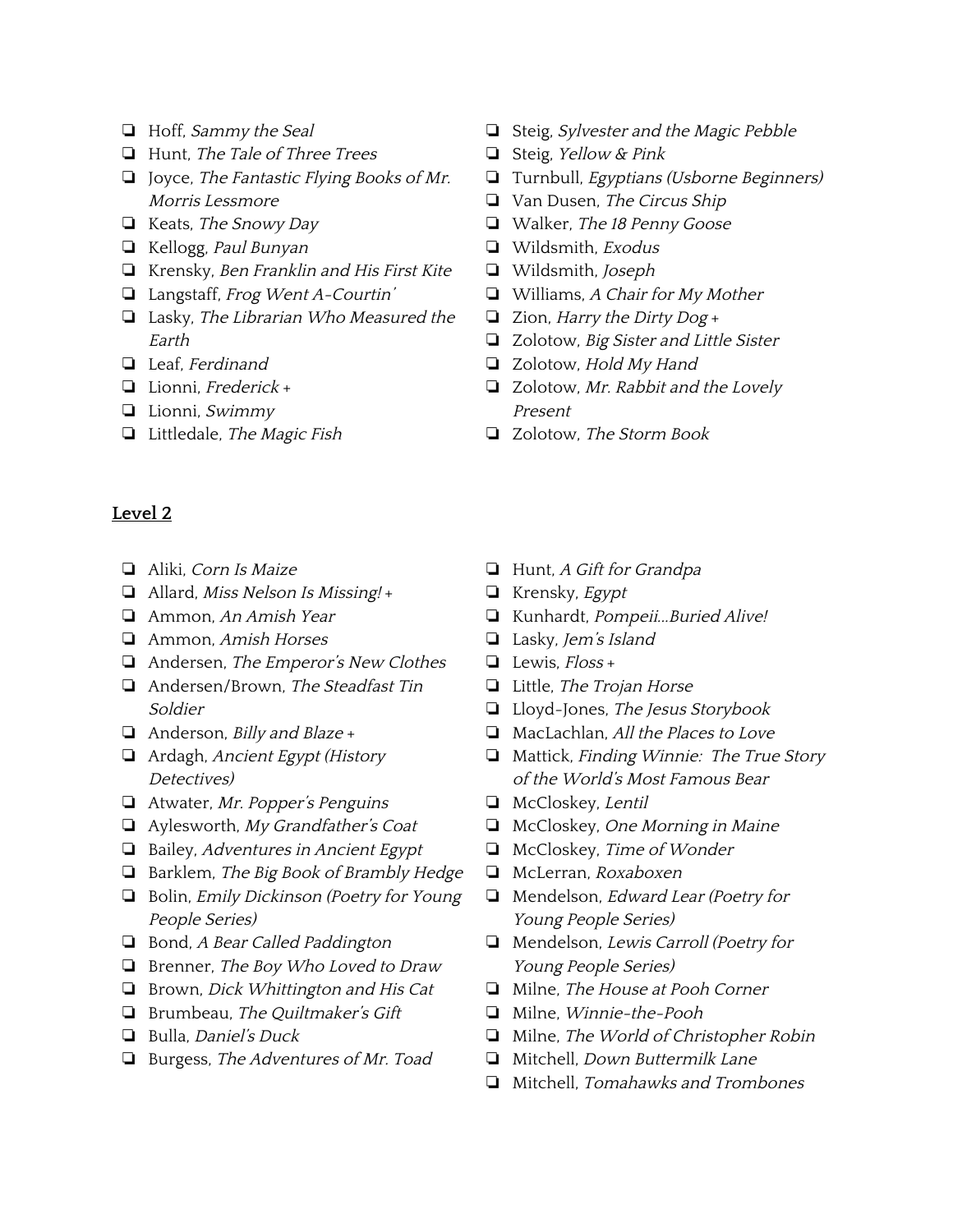- ❏ Hoff, *Sammy the Seal*
- ❏ Hunt, *The Tale of Three Trees*
- ❏ Joyce, *The Fantastic Flying Books of Mr. Morris Lessmore*
- ❏ Keats, *The Snowy Day*
- ❏ Kellogg, *Paul Bunyan*
- ❏ Krensky, *Ben Franklin and His First Kite*
- ❏ Langstaff, *Frog Went A-Courtin'*
- ❏ Lasky, *The Librarian Who Measured the Earth*
- ❏ Leaf, *Ferdinand*
- ❏ Lionni, *Frederick* +
- ❏ Lionni, *Swimmy*
- ❏ Littledale, *The Magic Fish*
- ❏ Steig, *Sylvester and the Magic Pebble*
- ❏ Steig, *Yellow & Pink*
- ❏ Turnbull, *Egyptians (Usborne Beginners)*
- ❏ Van Dusen, *The Circus Ship*
- ❏ Walker, *The 18 Penny Goose*
- ❏ Wildsmith, *Exodus*
- ❏ Wildsmith, *Joseph*
- ❏ Williams, *A Chair for My Mother*
- ❏ Zion, *Harry the Dirty Dog* +
- ❏ Zolotow, *Big Sister and Little Sister*
- ❏ Zolotow, *Hold My Hand*
- ❏ Zolotow, *Mr. Rabbit and the Lovely Present*
- ❏ Zolotow, *The Storm Book*

## Level 2

- ❏ Aliki, *Corn Is Maize*
- ❏ Allard, *Miss Nelson Is Missing!* +
- ❏ Ammon, *An Amish Year*
- ❏ Ammon, *Amish Horses*
- ❏ Andersen, *The Emperor's New Clothes*
- ❏ Andersen/Brown, *The Steadfast Tin Soldier*
- ❏ Anderson, *Billy and Blaze* +
- ❏ Ardagh, *Ancient Egypt (History Detectives)*
- ❏ Atwater, *Mr. Popper's Penguins*
- ❏ Aylesworth, *My Grandfather's Coat*
- ❏ Bailey, *Adventures in Ancient Egypt*
- ❏ Barklem, *The Big Book of Brambly Hedge*
- ❏ Bolin, *Emily Dickinson (Poetry for Young People Series)*
- ❏ Bond, *A Bear Called Paddington*
- ❏ Brenner, *The Boy Who Loved to Draw*
- ❏ Brown, *Dick Whittington and His Cat*
- ❏ Brumbeau, *The Quiltmaker's Gift*
- ❏ Bulla, *Daniel's Duck*
- ❏ Burgess, *The Adventures of Mr. Toad*
- ❏ Hunt, *A Gift for Grandpa*
- ❏ Krensky, *Egypt*
- ❏ Kunhardt, *Pompeii...Buried Alive!*
- ❏ Lasky, *Jem's Island*
- ❏ Lewis, *Floss* +
- ❏ Little, *The Trojan Horse*
- ❏ Lloyd-Jones, *The Jesus Storybook*
- ❏ MacLachlan, *All the Places to Love*
- ❏ Mattick, *Finding Winnie: The True Story of the World's Most Famous Bear*
- ❏ McCloskey, *Lentil*
- ❏ McCloskey, *One Morning in Maine*
- ❏ McCloskey, *Time of Wonder*
- ❏ McLerran, *Roxaboxen*
- ❏ Mendelson, *Edward Lear (Poetry for Young People Series)*
- ❏ Mendelson, *Lewis Carroll (Poetry for Young People Series)*
- ❏ Milne, *The House at Pooh Corner*
- ❏ Milne, *Winnie-the-Pooh*
- ❏ Milne, *The World of Christopher Robin*
- ❏ Mitchell, *Down Buttermilk Lane*
- ❏ Mitchell, *Tomahawks and Trombones*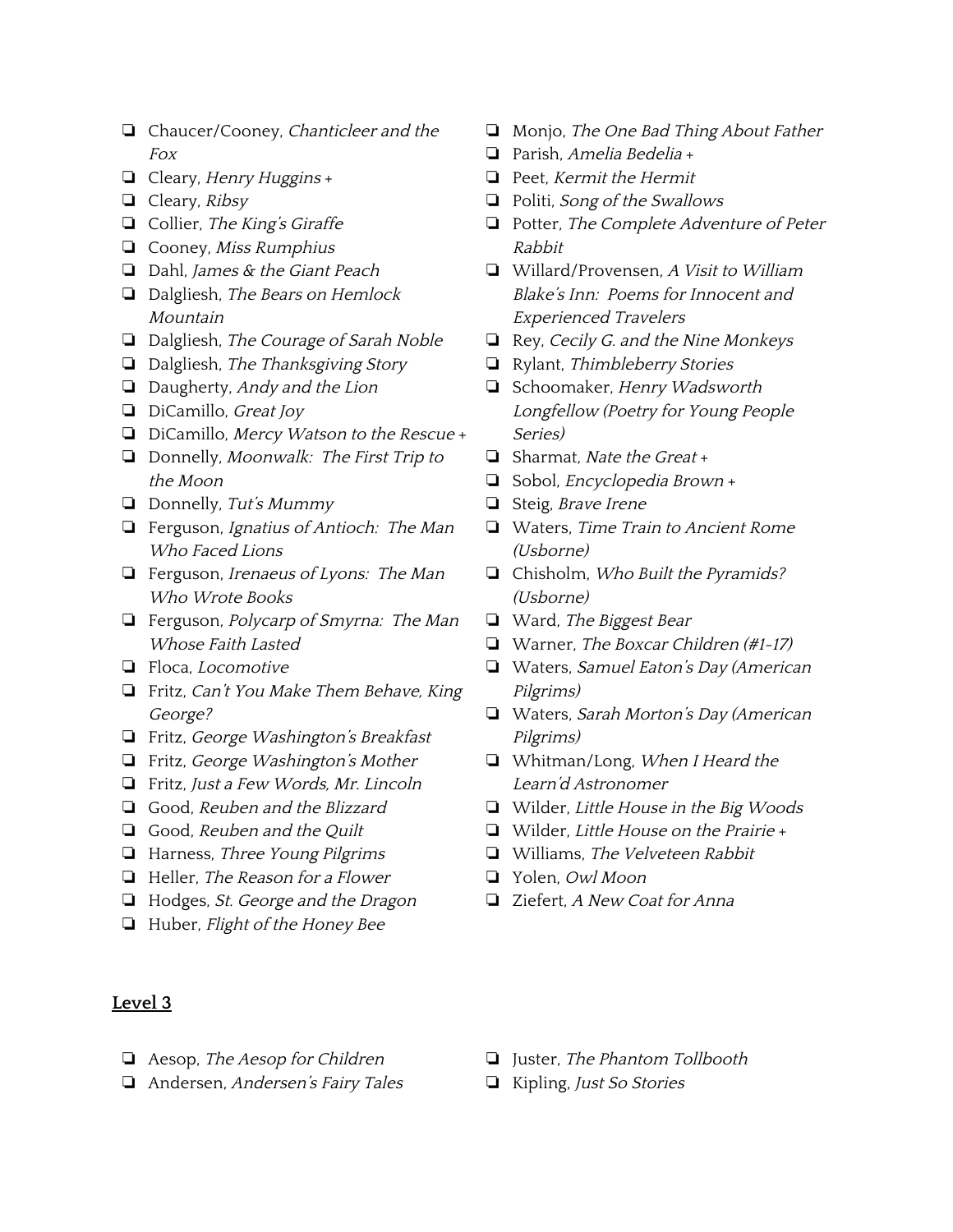- [ ] Chaucer/Cooney, *Chanticleer and the Fox*
- [ ] Cleary, *Henry Huggins* +
- [ ] Cleary, *Ribsy*
- [ ] Collier, *The King's Giraffe*
- [ ] Cooney, *Miss Rumphius*
- [ ] Dahl, *James & the Giant Peach*
- [ ] Dalgliesh, *The Bears on Hemlock Mountain*
- [ ] Dalgliesh, *The Courage of Sarah Noble*
- [ ] Dalgliesh, *The Thanksgiving Story*
- [ ] Daugherty, *Andy and the Lion*
- [ ] DiCamillo, *Great Joy*
- [ ] DiCamillo, *Mercy Watson to the Rescue* +
- [ ] Donnelly, *Moonwalk: The First Trip to the Moon*
- [ ] Donnelly, *Tut's Mummy*
- [ ] Ferguson, *Ignatius of Antioch: The Man Who Faced Lions*
- [ ] Ferguson, *Irenaeus of Lyons: The Man Who Wrote Books*
- [ ] Ferguson, *Polycarp of Smyrna: The Man Whose Faith Lasted*
- [ ] Floca, *Locomotive*
- [ ] Fritz, *Can't You Make Them Behave, King George?*
- [ ] Fritz, *George Washington's Breakfast*
- [ ] Fritz, *George Washington's Mother*
- [ ] Fritz, *Just a Few Words, Mr. Lincoln*
- [ ] Good, *Reuben and the Blizzard*
- [ ] Good, *Reuben and the Quilt*
- [ ] Harness, *Three Young Pilgrims*
- [ ] Heller, *The Reason for a Flower*
- [ ] Hodges, *St. George and the Dragon*
- [ ] Huber, *Flight of the Honey Bee*
- [ ] Monjo, *The One Bad Thing About Father*
- [ ] Parish, *Amelia Bedelia* +
- [ ] Peet, *Kermit the Hermit*
- [ ] Politi, *Song of the Swallows*
- [ ] Potter, *The Complete Adventure of Peter Rabbit*
- [ ] Willard/Provensen, *A Visit to William Blake's Inn: Poems for Innocent and Experienced Travelers*
- [ ] Rey, *Cecily G. and the Nine Monkeys*
- [ ] Rylant, *Thimbleberry Stories*
- [ ] Schoomaker, *Henry Wadsworth Longfellow (Poetry for Young People Series)*
- [ ] Sharmat, *Nate the Great* +
- [ ] Sobol, *Encyclopedia Brown* +
- [ ] Steig, *Brave Irene*
- [ ] Waters, *Time Train to Ancient Rome (Usborne)*
- [ ] Chisholm, *Who Built the Pyramids? (Usborne)*
- [ ] Ward, *The Biggest Bear*
- [ ] Warner, *The Boxcar Children (#1-17)*
- [ ] Waters, *Samuel Eaton's Day (American Pilgrims)*
- [ ] Waters, *Sarah Morton's Day (American Pilgrims)*
- [ ] Whitman/Long, *When I Heard the Learn'd Astronomer*
- [ ] Wilder, *Little House in the Big Woods*
- [ ] Wilder, *Little House on the Prairie* +
- [ ] Williams, *The Velveteen Rabbit*
- [ ] Yolen, *Owl Moon*
- [ ] Ziefert, *A New Coat for Anna*

## Level 3

- [ ] Aesop, *The Aesop for Children*
- [ ] Andersen, *Andersen's Fairy Tales*
- [ ] Juster, *The Phantom Tollbooth*
- [ ] Kipling, *Just So Stories*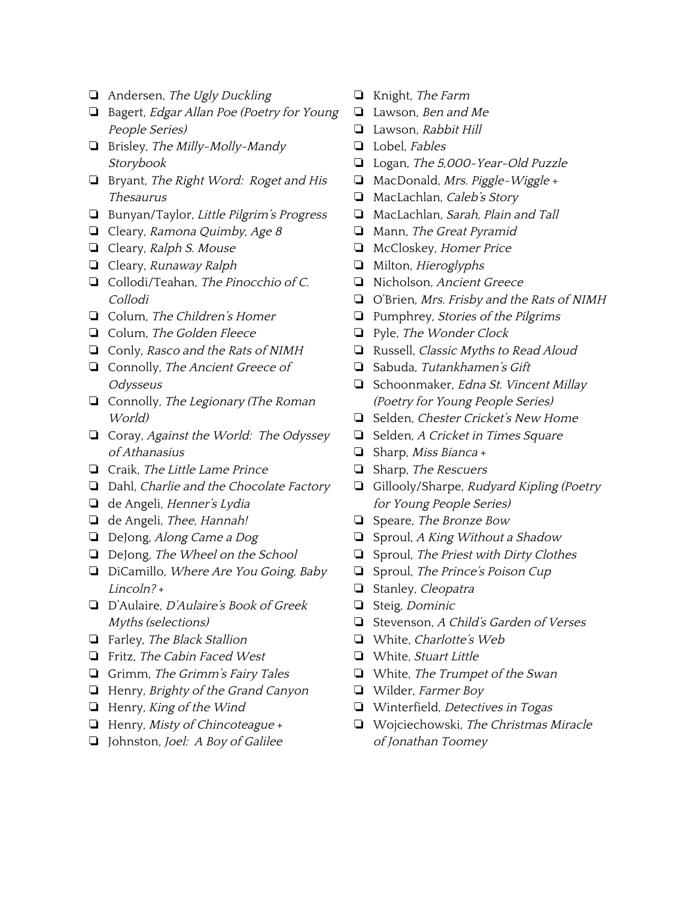- ❑ Andersen, *The Ugly Duckling*
- ❑ Bagert, *Edgar Allan Poe (Poetry for Young People Series)*
- ❑ Brisley, *The Milly-Molly-Mandy Storybook*
- ❑ Bryant, *The Right Word: Roget and His Thesaurus*
- ❑ Bunyan/Taylor, *Little Pilgrim's Progress*
- ❑ Cleary, *Ramona Quimby, Age 8*
- ❑ Cleary, *Ralph S. Mouse*
- ❑ Cleary, *Runaway Ralph*
- ❑ Collodi/Teahan, *The Pinocchio of C. Collodi*
- ❑ Colum, *The Children's Homer*
- ❑ Colum, *The Golden Fleece*
- ❑ Conly, *Rasco and the Rats of NIMH*
- ❑ Connolly, *The Ancient Greece of Odysseus*
- ❑ Connolly, *The Legionary (The Roman World)*
- ❑ Coray, *Against the World: The Odyssey of Athanasius*
- ❑ Craik, *The Little Lame Prince*
- ❑ Dahl, *Charlie and the Chocolate Factory*
- ❑ de Angeli, *Henner's Lydia*
- ❑ de Angeli, *Thee, Hannah!*
- ❑ DeJong, *Along Came a Dog*
- ❑ DeJong, *The Wheel on the School*
- ❑ DiCamillo, *Where Are You Going, Baby Lincoln?* +
- ❑ D'Aulaire, *D'Aulaire's Book of Greek Myths (selections)*
- ❑ Farley, *The Black Stallion*
- ❑ Fritz, *The Cabin Faced West*
- ❑ Grimm, *The Grimm's Fairy Tales*
- ❑ Henry, *Brighty of the Grand Canyon*
- ❑ Henry, *King of the Wind*
- ❑ Henry, *Misty of Chincoteague* +
- ❑ Johnston, *Joel: A Boy of Galilee*
- ❑ Knight, *The Farm*
- ❑ Lawson, *Ben and Me*
- ❑ Lawson, *Rabbit Hill*
- ❑ Lobel, *Fables*
- ❑ Logan, *The 5,000-Year-Old Puzzle*
- ❑ MacDonald, *Mrs. Piggle-Wiggle* +
- ❑ MacLachlan, *Caleb's Story*
- ❑ MacLachlan, *Sarah, Plain and Tall*
- ❑ Mann, *The Great Pyramid*
- ❑ McCloskey, *Homer Price*
- ❑ Milton, *Hieroglyphs*
- ❑ Nicholson, *Ancient Greece*
- ❑ O'Brien, *Mrs. Frisby and the Rats of NIMH*
- ❑ Pumphrey, *Stories of the Pilgrims*
- ❑ Pyle, *The Wonder Clock*
- ❑ Russell, *Classic Myths to Read Aloud*
- ❑ Sabuda, *Tutankhamen's Gift*
- ❑ Schoonmaker, *Edna St. Vincent Millay (Poetry for Young People Series)*
- ❑ Selden, *Chester Cricket's New Home*
- ❑ Selden, *A Cricket in Times Square*
- ❑ Sharp, *Miss Bianca* +
- ❑ Sharp, *The Rescuers*
- ❑ Gillooly/Sharpe, *Rudyard Kipling (Poetry for Young People Series)*
- ❑ Speare, *The Bronze Bow*
- ❑ Sproul, *A King Without a Shadow*
- ❑ Sproul, *The Priest with Dirty Clothes*
- ❑ Sproul, *The Prince's Poison Cup*
- ❑ Stanley, *Cleopatra*
- ❑ Steig, *Dominic*
- ❑ Stevenson, *A Child's Garden of Verses*
- ❑ White, *Charlotte's Web*
- ❑ White, *Stuart Little*
- ❑ White, *The Trumpet of the Swan*
- ❑ Wilder, *Farmer Boy*
- ❑ Winterfield, *Detectives in Togas*
- ❑ Wojciechowski, *The Christmas Miracle of Jonathan Toomey*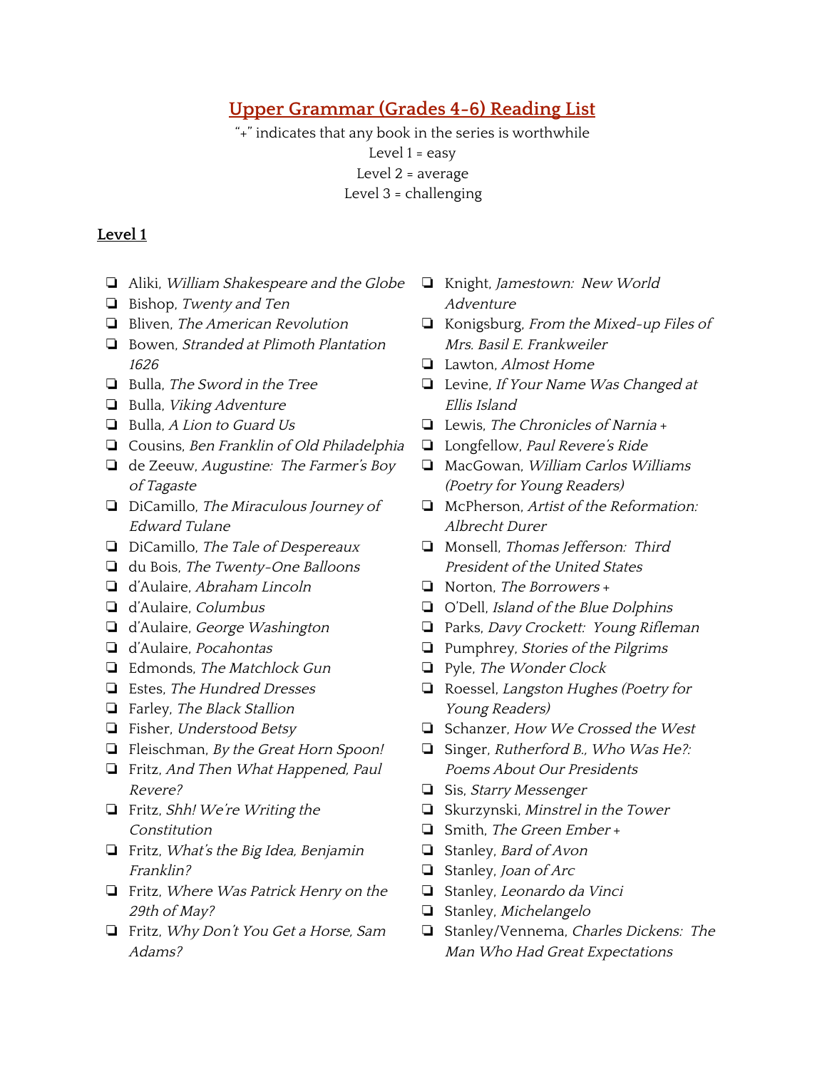# Upper Grammar (Grades 4-6) Reading List

"+" indicates that any book in the series is worthwhile

Level 1 = easy

Level 2 = average

Level 3 = challenging

## Level 1

- ❏ Aliki, *William Shakespeare and the Globe*
- ❏ Bishop, *Twenty and Ten*
- ❏ Bliven, *The American Revolution*
- ❏ Bowen, *Stranded at Plimoth Plantation 1626*
- ❏ Bulla, *The Sword in the Tree*
- ❏ Bulla, *Viking Adventure*
- ❏ Bulla, *A Lion to Guard Us*
- ❏ Cousins, *Ben Franklin of Old Philadelphia*
- ❏ de Zeeuw, *Augustine: The Farmer's Boy of Tagaste*
- ❏ DiCamillo, *The Miraculous Journey of Edward Tulane*
- ❏ DiCamillo, *The Tale of Despereaux*
- ❏ du Bois, *The Twenty-One Balloons*
- ❏ d'Aulaire, *Abraham Lincoln*
- ❏ d'Aulaire, *Columbus*
- ❏ d'Aulaire, *George Washington*
- ❏ d'Aulaire, *Pocahontas*
- ❏ Edmonds, *The Matchlock Gun*
- ❏ Estes, *The Hundred Dresses*
- ❏ Farley, *The Black Stallion*
- ❏ Fisher, *Understood Betsy*
- ❏ Fleischman, *By the Great Horn Spoon!*
- ❏ Fritz, *And Then What Happened, Paul Revere?*
- ❏ Fritz, *Shh! We're Writing the Constitution*
- ❏ Fritz, *What's the Big Idea, Benjamin Franklin?*
- ❏ Fritz, *Where Was Patrick Henry on the 29th of May?*
- ❏ Fritz, *Why Don't You Get a Horse, Sam Adams?*
- ❏ Knight, *Jamestown: New World Adventure*
- ❏ Konigsburg, *From the Mixed-up Files of Mrs. Basil E. Frankweiler*
- ❏ Lawton, *Almost Home*
- ❏ Levine, *If Your Name Was Changed at Ellis Island*
- ❏ Lewis, *The Chronicles of Narnia* +
- ❏ Longfellow, *Paul Revere's Ride*
- ❏ MacGowan, *William Carlos Williams (Poetry for Young Readers)*
- ❏ McPherson, *Artist of the Reformation: Albrecht Durer*
- ❏ Monsell, *Thomas Jefferson: Third President of the United States*
- ❏ Norton, *The Borrowers* +
- ❏ O'Dell, *Island of the Blue Dolphins*
- ❏ Parks, *Davy Crockett: Young Rifleman*
- ❏ Pumphrey, *Stories of the Pilgrims*
- ❏ Pyle, *The Wonder Clock*
- ❏ Roessel, *Langston Hughes (Poetry for Young Readers)*
- ❏ Schanzer, *How We Crossed the West*
- ❏ Singer, *Rutherford B., Who Was He?: Poems About Our Presidents*
- ❏ Sis, *Starry Messenger*
- ❏ Skurzynski, *Minstrel in the Tower*
- ❏ Smith, *The Green Ember* +
- ❏ Stanley, *Bard of Avon*
- ❏ Stanley, *Joan of Arc*
- ❏ Stanley, *Leonardo da Vinci*
- ❏ Stanley, *Michelangelo*
- ❏ Stanley/Vennema, *Charles Dickens: The Man Who Had Great Expectations*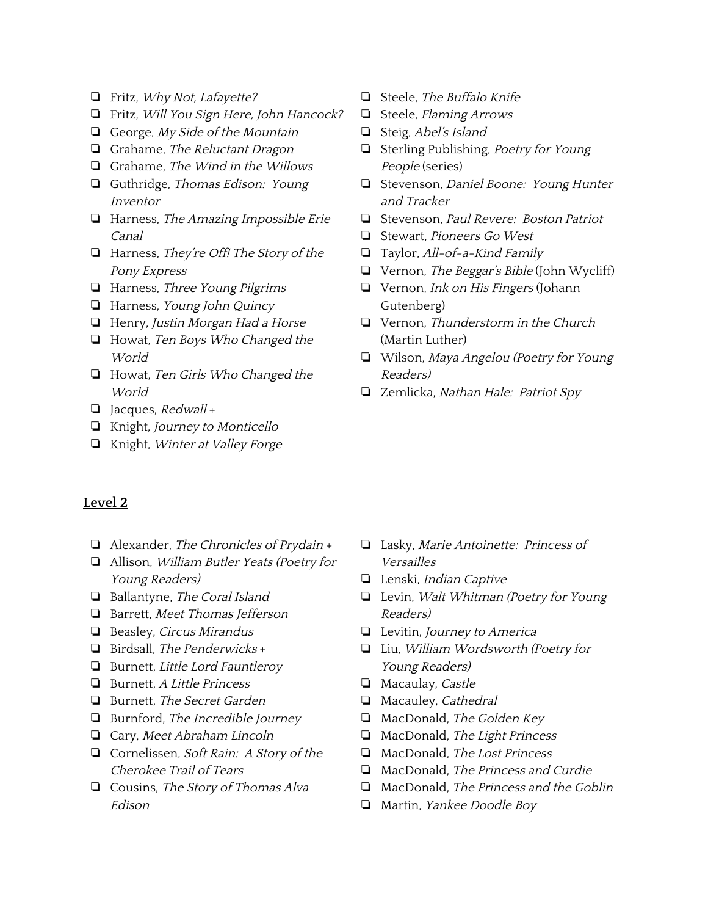- ❏ Fritz, *Why Not, Lafayette?*
- ❏ Fritz, *Will You Sign Here, John Hancock?*
- ❏ George, *My Side of the Mountain*
- ❏ Grahame, *The Reluctant Dragon*
- ❏ Grahame, *The Wind in the Willows*
- ❏ Guthridge, *Thomas Edison: Young Inventor*
- ❏ Harness, *The Amazing Impossible Erie Canal*
- ❏ Harness, *They're Off! The Story of the Pony Express*
- ❏ Harness, *Three Young Pilgrims*
- ❏ Harness, *Young John Quincy*
- ❏ Henry, *Justin Morgan Had a Horse*
- ❏ Howat, *Ten Boys Who Changed the World*
- ❏ Howat, *Ten Girls Who Changed the World*
- ❏ Jacques, *Redwall* +
- ❏ Knight, *Journey to Monticello*
- ❏ Knight, *Winter at Valley Forge*
- ❏ Steele, *The Buffalo Knife*
- ❏ Steele, *Flaming Arrows*
- ❏ Steig, *Abel's Island*
- ❏ Sterling Publishing, *Poetry for Young People* (series)
- ❏ Stevenson, *Daniel Boone: Young Hunter and Tracker*
- ❏ Stevenson, *Paul Revere: Boston Patriot*
- ❏ Stewart, *Pioneers Go West*
- ❏ Taylor, *All-of-a-Kind Family*
- ❏ Vernon, *The Beggar's Bible* (John Wycliff)
- ❏ Vernon, *Ink on His Fingers* (Johann Gutenberg)
- ❏ Vernon, *Thunderstorm in the Church* (Martin Luther)
- ❏ Wilson, *Maya Angelou (Poetry for Young Readers)*
- ❏ Zemlicka, *Nathan Hale: Patriot Spy*

## Level 2

- ❏ Alexander, *The Chronicles of Prydain* +
- ❏ Allison, *William Butler Yeats (Poetry for Young Readers)*
- ❏ Ballantyne, *The Coral Island*
- ❏ Barrett, *Meet Thomas Jefferson*
- ❏ Beasley, *Circus Mirandus*
- ❏ Birdsall, *The Penderwicks* +
- ❏ Burnett, *Little Lord Fauntleroy*
- ❏ Burnett, *A Little Princess*
- ❏ Burnett, *The Secret Garden*
- ❏ Burnford, *The Incredible Journey*
- ❏ Cary, *Meet Abraham Lincoln*
- ❏ Cornelissen, *Soft Rain: A Story of the Cherokee Trail of Tears*
- ❏ Cousins, *The Story of Thomas Alva Edison*
- ❏ Lasky, *Marie Antoinette: Princess of Versailles*
- ❏ Lenski, *Indian Captive*
- ❏ Levin, *Walt Whitman (Poetry for Young Readers)*
- ❏ Levitin, *Journey to America*
- ❏ Liu, *William Wordsworth (Poetry for Young Readers)*
- ❏ Macaulay, *Castle*
- ❏ Macauley, *Cathedral*
- ❏ MacDonald, *The Golden Key*
- ❏ MacDonald, *The Light Princess*
- ❏ MacDonald, *The Lost Princess*
- ❏ MacDonald, *The Princess and Curdie*
- ❏ MacDonald, *The Princess and the Goblin*
- ❏ Martin, *Yankee Doodle Boy*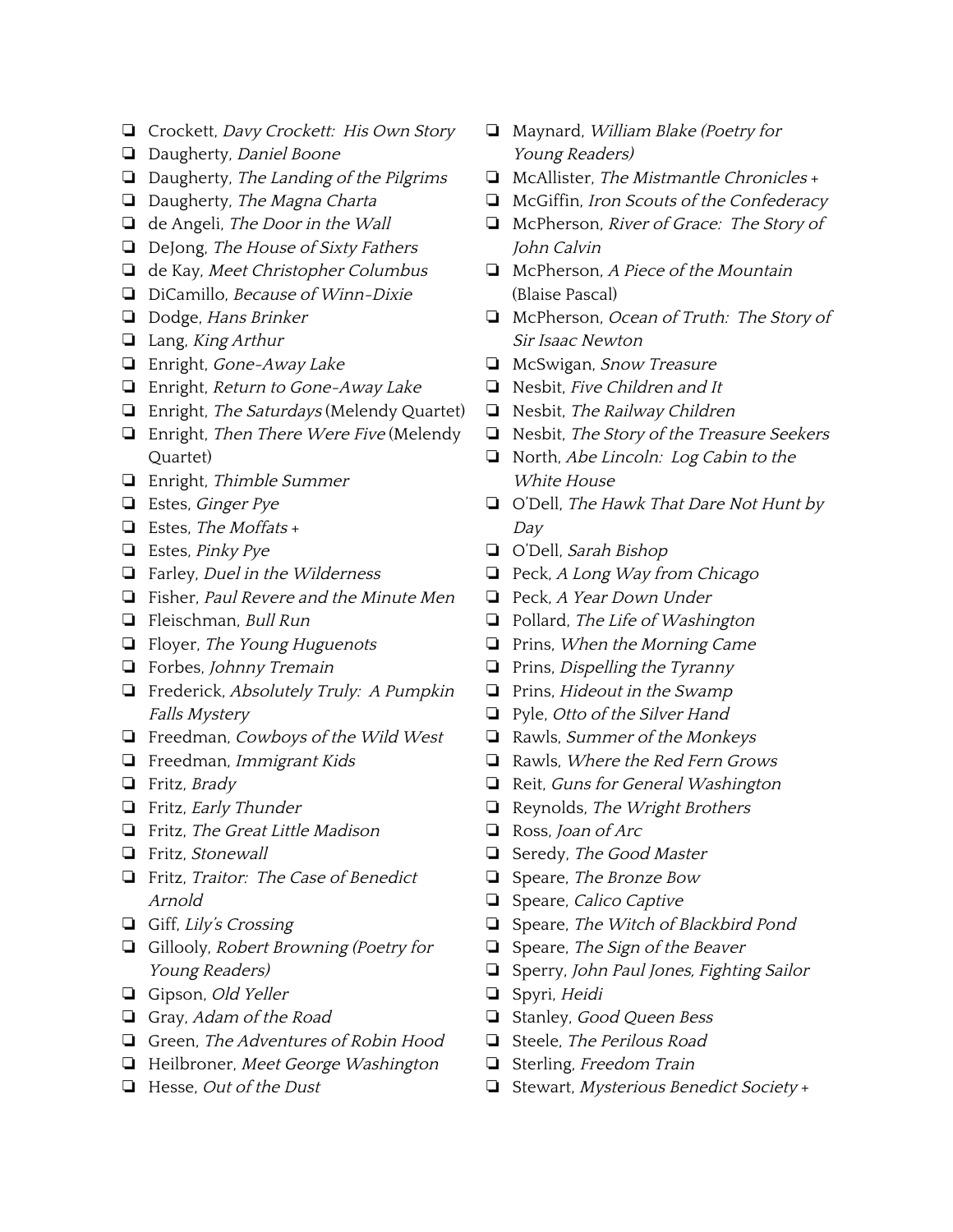- ❏ Crockett, *Davy Crockett: His Own Story*
- ❏ Daugherty, *Daniel Boone*
- ❏ Daugherty, *The Landing of the Pilgrims*
- ❏ Daugherty, *The Magna Charta*
- ❏ de Angeli, *The Door in the Wall*
- ❏ DeJong, *The House of Sixty Fathers*
- ❏ de Kay, *Meet Christopher Columbus*
- ❏ DiCamillo, *Because of Winn-Dixie*
- ❏ Dodge, *Hans Brinker*
- ❏ Lang, *King Arthur*
- ❏ Enright, *Gone-Away Lake*
- ❏ Enright, *Return to Gone-Away Lake*
- ❏ Enright, *The Saturdays* (Melendy Quartet)
- ❏ Enright, *Then There Were Five* (Melendy Quartet)
- ❏ Enright, *Thimble Summer*
- ❏ Estes, *Ginger Pye*
- ❏ Estes, *The Moffats* +
- ❏ Estes, *Pinky Pye*
- ❏ Farley, *Duel in the Wilderness*
- ❏ Fisher, *Paul Revere and the Minute Men*
- ❏ Fleischman, *Bull Run*
- ❏ Floyer, *The Young Huguenots*
- ❏ Forbes, *Johnny Tremain*
- ❏ Frederick, *Absolutely Truly: A Pumpkin Falls Mystery*
- ❏ Freedman, *Cowboys of the Wild West*
- ❏ Freedman, *Immigrant Kids*
- ❏ Fritz, *Brady*
- ❏ Fritz, *Early Thunder*
- ❏ Fritz, *The Great Little Madison*
- ❏ Fritz, *Stonewall*
- ❏ Fritz, *Traitor: The Case of Benedict Arnold*
- ❏ Giff, *Lily's Crossing*
- ❏ Gillooly, *Robert Browning (Poetry for Young Readers)*
- ❏ Gipson, *Old Yeller*
- ❏ Gray, *Adam of the Road*
- ❏ Green, *The Adventures of Robin Hood*
- ❏ Heilbroner, *Meet George Washington*
- ❏ Hesse, *Out of the Dust*
- ❏ Maynard, *William Blake (Poetry for Young Readers)*
- ❏ McAllister, *The Mistmantle Chronicles* +
- ❏ McGiffin, *Iron Scouts of the Confederacy*
- ❏ McPherson, *River of Grace: The Story of John Calvin*
- ❏ McPherson, *A Piece of the Mountain* (Blaise Pascal)
- ❏ McPherson, *Ocean of Truth: The Story of Sir Isaac Newton*
- ❏ McSwigan, *Snow Treasure*
- ❏ Nesbit, *Five Children and It*
- ❏ Nesbit, *The Railway Children*
- ❏ Nesbit, *The Story of the Treasure Seekers*
- ❏ North, *Abe Lincoln: Log Cabin to the White House*
- ❏ O'Dell, *The Hawk That Dare Not Hunt by Day*
- ❏ O'Dell, *Sarah Bishop*
- ❏ Peck, *A Long Way from Chicago*
- ❏ Peck, *A Year Down Under*
- ❏ Pollard, *The Life of Washington*
- ❏ Prins, *When the Morning Came*
- ❏ Prins, *Dispelling the Tyranny*
- ❏ Prins, *Hideout in the Swamp*
- ❏ Pyle, *Otto of the Silver Hand*
- ❏ Rawls, *Summer of the Monkeys*
- ❏ Rawls, *Where the Red Fern Grows*
- ❏ Reit, *Guns for General Washington*
- ❏ Reynolds, *The Wright Brothers*
- ❏ Ross, *Joan of Arc*
- ❏ Seredy, *The Good Master*
- ❏ Speare, *The Bronze Bow*
- ❏ Speare, *Calico Captive*
- ❏ Speare, *The Witch of Blackbird Pond*
- ❏ Speare, *The Sign of the Beaver*
- ❏ Sperry, *John Paul Jones, Fighting Sailor*
- ❏ Spyri, *Heidi*
- ❏ Stanley, *Good Queen Bess*
- ❏ Steele, *The Perilous Road*
- ❏ Sterling, *Freedom Train*
- ❏ Stewart, *Mysterious Benedict Society* +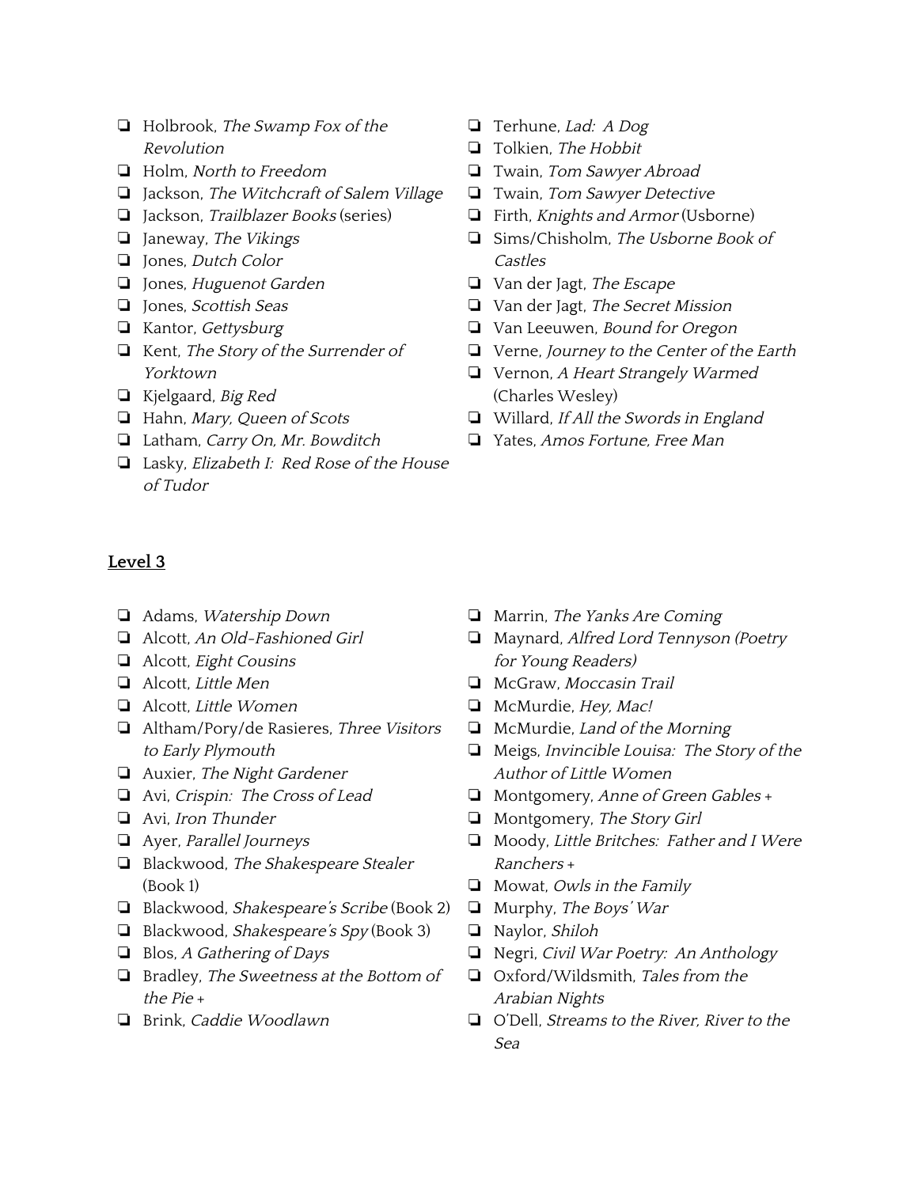- ❏ Holbrook, *The Swamp Fox of the Revolution*
- ❏ Holm, *North to Freedom*
- ❏ Jackson, *The Witchcraft of Salem Village*
- ❏ Jackson, *Trailblazer Books* (series)
- ❏ Janeway, *The Vikings*
- ❏ Jones, *Dutch Color*
- ❏ Jones, *Huguenot Garden*
- ❏ Jones, *Scottish Seas*
- ❏ Kantor, *Gettysburg*
- ❏ Kent, *The Story of the Surrender of Yorktown*
- ❏ Kjelgaard, *Big Red*
- ❏ Hahn, *Mary, Queen of Scots*
- ❏ Latham, *Carry On, Mr. Bowditch*
- ❏ Lasky, *Elizabeth I: Red Rose of the House of Tudor*
- ❏ Terhune, *Lad: A Dog*
- ❏ Tolkien, *The Hobbit*
- ❏ Twain, *Tom Sawyer Abroad*
- ❏ Twain, *Tom Sawyer Detective*
- ❏ Firth, *Knights and Armor* (Usborne)
- ❏ Sims/Chisholm, *The Usborne Book of Castles*
- ❏ Van der Jagt, *The Escape*
- ❏ Van der Jagt, *The Secret Mission*
- ❏ Van Leeuwen, *Bound for Oregon*
- ❏ Verne, *Journey to the Center of the Earth*
- ❏ Vernon, *A Heart Strangely Warmed* (Charles Wesley)
- ❏ Willard, *If All the Swords in England*
- ❏ Yates, *Amos Fortune, Free Man*

## Level 3

- ❏ Adams, *Watership Down*
- ❏ Alcott, *An Old-Fashioned Girl*
- ❏ Alcott, *Eight Cousins*
- ❏ Alcott, *Little Men*
- ❏ Alcott, *Little Women*
- ❏ Altham/Pory/de Rasieres, *Three Visitors to Early Plymouth*
- ❏ Auxier, *The Night Gardener*
- ❏ Avi, *Crispin: The Cross of Lead*
- ❏ Avi, *Iron Thunder*
- ❏ Ayer, *Parallel Journeys*
- ❏ Blackwood, *The Shakespeare Stealer* (Book 1)
- ❏ Blackwood, *Shakespeare's Scribe* (Book 2)
- ❏ Blackwood, *Shakespeare's Spy* (Book 3)
- ❏ Blos, *A Gathering of Days*
- ❏ Bradley, *The Sweetness at the Bottom of the Pie* +
- ❏ Brink, *Caddie Woodlawn*
- ❏ Marrin, *The Yanks Are Coming*
- ❏ Maynard, *Alfred Lord Tennyson (Poetry for Young Readers)*
- ❏ McGraw, *Moccasin Trail*
- ❏ McMurdie, *Hey, Mac!*
- ❏ McMurdie, *Land of the Morning*
- ❏ Meigs, *Invincible Louisa: The Story of the Author of Little Women*
- ❏ Montgomery, *Anne of Green Gables* +
- ❏ Montgomery, *The Story Girl*
- ❏ Moody, *Little Britches: Father and I Were Ranchers* +
- ❏ Mowat, *Owls in the Family*
- ❏ Murphy, *The Boys' War*
- ❏ Naylor, *Shiloh*
- ❏ Negri, *Civil War Poetry: An Anthology*
- ❏ Oxford/Wildsmith, *Tales from the Arabian Nights*
- ❏ O'Dell, *Streams to the River, River to the Sea*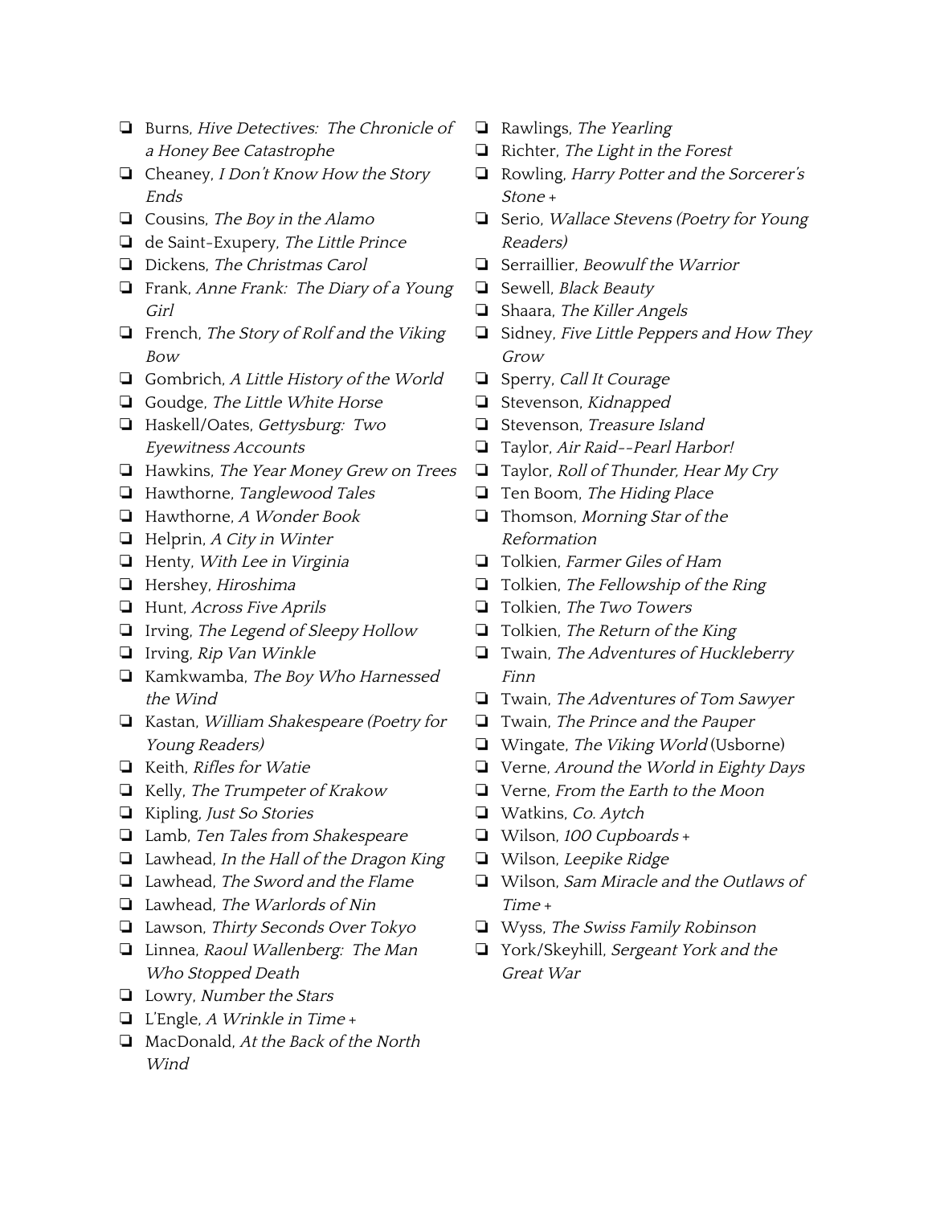- ❏ Burns, *Hive Detectives: The Chronicle of a Honey Bee Catastrophe*
- ❏ Cheaney, *I Don't Know How the Story Ends*
- ❏ Cousins, *The Boy in the Alamo*
- ❏ de Saint-Exupery, *The Little Prince*
- ❏ Dickens, *The Christmas Carol*
- ❏ Frank, *Anne Frank: The Diary of a Young Girl*
- ❏ French, *The Story of Rolf and the Viking Bow*
- ❏ Gombrich, *A Little History of the World*
- ❏ Goudge, *The Little White Horse*
- ❏ Haskell/Oates, *Gettysburg: Two Eyewitness Accounts*
- ❏ Hawkins, *The Year Money Grew on Trees*
- ❏ Hawthorne, *Tanglewood Tales*
- ❏ Hawthorne, *A Wonder Book*
- ❏ Helprin, *A City in Winter*
- ❏ Henty, *With Lee in Virginia*
- ❏ Hershey, *Hiroshima*
- ❏ Hunt, *Across Five Aprils*
- ❏ Irving, *The Legend of Sleepy Hollow*
- ❏ Irving, *Rip Van Winkle*
- ❏ Kamkwamba, *The Boy Who Harnessed the Wind*
- ❏ Kastan, *William Shakespeare (Poetry for Young Readers)*
- ❏ Keith, *Rifles for Watie*
- ❏ Kelly, *The Trumpeter of Krakow*
- ❏ Kipling, *Just So Stories*
- ❏ Lamb, *Ten Tales from Shakespeare*
- ❏ Lawhead, *In the Hall of the Dragon King*
- ❏ Lawhead, *The Sword and the Flame*
- ❏ Lawhead, *The Warlords of Nin*
- ❏ Lawson, *Thirty Seconds Over Tokyo*
- ❏ Linnea, *Raoul Wallenberg: The Man Who Stopped Death*
- ❏ Lowry, *Number the Stars*
- ❏ L'Engle, *A Wrinkle in Time* +
- ❏ MacDonald, *At the Back of the North Wind*
- ❏ Rawlings, *The Yearling*
- ❏ Richter, *The Light in the Forest*
- ❏ Rowling, *Harry Potter and the Sorcerer's Stone* +
- ❏ Serio, *Wallace Stevens (Poetry for Young Readers)*
- ❏ Serraillier, *Beowulf the Warrior*
- ❏ Sewell, *Black Beauty*
- ❏ Shaara, *The Killer Angels*
- ❏ Sidney, *Five Little Peppers and How They Grow*
- ❏ Sperry, *Call It Courage*
- ❏ Stevenson, *Kidnapped*
- ❏ Stevenson, *Treasure Island*
- ❏ Taylor, *Air Raid--Pearl Harbor!*
- ❏ Taylor, *Roll of Thunder, Hear My Cry*
- ❏ Ten Boom, *The Hiding Place*
- ❏ Thomson, *Morning Star of the Reformation*
- ❏ Tolkien, *Farmer Giles of Ham*
- ❏ Tolkien, *The Fellowship of the Ring*
- ❏ Tolkien, *The Two Towers*
- ❏ Tolkien, *The Return of the King*
- ❏ Twain, *The Adventures of Huckleberry Finn*
- ❏ Twain, *The Adventures of Tom Sawyer*
- ❏ Twain, *The Prince and the Pauper*
- ❏ Wingate, *The Viking World* (Usborne)
- ❏ Verne, *Around the World in Eighty Days*
- ❏ Verne, *From the Earth to the Moon*
- ❏ Watkins, *Co. Aytch*
- ❏ Wilson, *100 Cupboards* +
- ❏ Wilson, *Leepike Ridge*
- ❏ Wilson, *Sam Miracle and the Outlaws of Time* +
- ❏ Wyss, *The Swiss Family Robinson*
- ❏ York/Skeyhill, *Sergeant York and the Great War*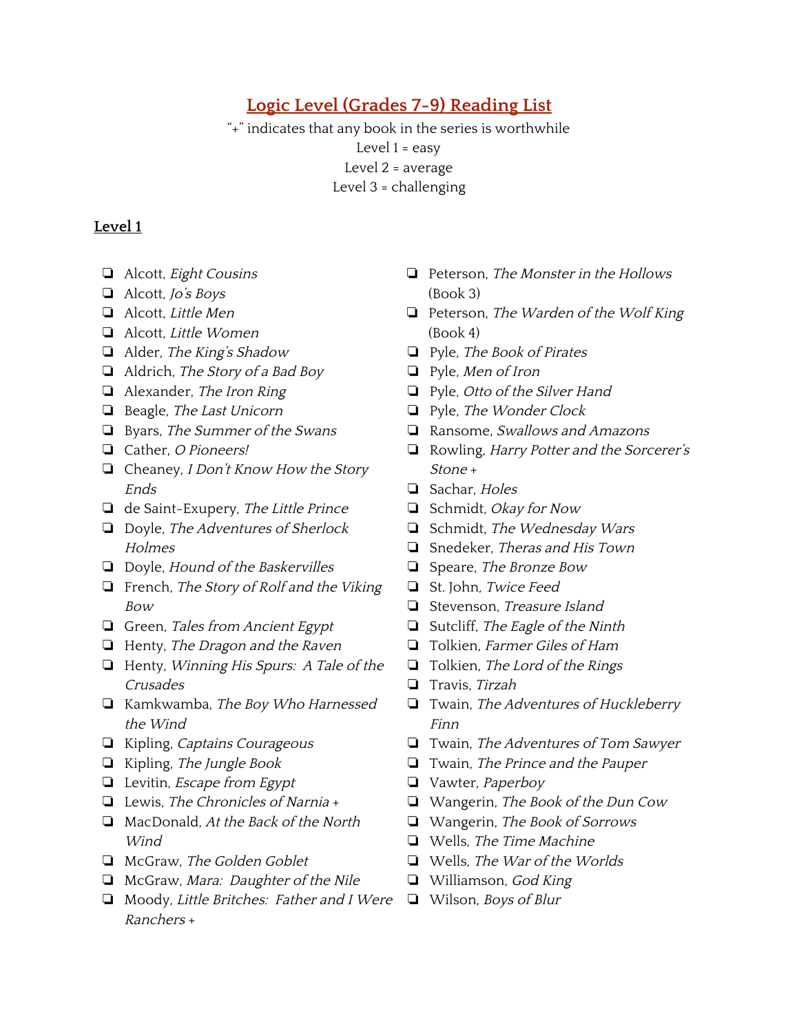## Logic Level (Grades 7-9) Reading List

"+" indicates that any book in the series is worthwhile
Level 1 = easy
Level 2 = average
Level 3 = challenging

### Level 1

- ❏ Alcott, *Eight Cousins*
- ❏ Alcott, *Jo's Boys*
- ❏ Alcott, *Little Men*
- ❏ Alcott, *Little Women*
- ❏ Alder, *The King's Shadow*
- ❏ Aldrich, *The Story of a Bad Boy*
- ❏ Alexander, *The Iron Ring*
- ❏ Beagle, *The Last Unicorn*
- ❏ Byars, *The Summer of the Swans*
- ❏ Cather, *O Pioneers!*
- ❏ Cheaney, *I Don't Know How the Story Ends*
- ❏ de Saint-Exupery, *The Little Prince*
- ❏ Doyle, *The Adventures of Sherlock Holmes*
- ❏ Doyle, *Hound of the Baskervilles*
- ❏ French, *The Story of Rolf and the Viking Bow*
- ❏ Green, *Tales from Ancient Egypt*
- ❏ Henty, *The Dragon and the Raven*
- ❏ Henty, *Winning His Spurs: A Tale of the Crusades*
- ❏ Kamkwamba, *The Boy Who Harnessed the Wind*
- ❏ Kipling, *Captains Courageous*
- ❏ Kipling, *The Jungle Book*
- ❏ Levitin, *Escape from Egypt*
- ❏ Lewis, *The Chronicles of Narnia* +
- ❏ MacDonald, *At the Back of the North Wind*
- ❏ McGraw, *The Golden Goblet*
- ❏ McGraw, *Mara: Daughter of the Nile*
- ❏ Moody, *Little Britches: Father and I Were Ranchers* +
- ❏ Peterson, *The Monster in the Hollows* (Book 3)
- ❏ Peterson, *The Warden of the Wolf King* (Book 4)
- ❏ Pyle, *The Book of Pirates*
- ❏ Pyle, *Men of Iron*
- ❏ Pyle, *Otto of the Silver Hand*
- ❏ Pyle, *The Wonder Clock*
- ❏ Ransome, *Swallows and Amazons*
- ❏ Rowling, *Harry Potter and the Sorcerer's Stone* +
- ❏ Sachar, *Holes*
- ❏ Schmidt, *Okay for Now*
- ❏ Schmidt, *The Wednesday Wars*
- ❏ Snedeker, *Theras and His Town*
- ❏ Speare, *The Bronze Bow*
- ❏ St. John, *Twice Feed*
- ❏ Stevenson, *Treasure Island*
- ❏ Sutcliff, *The Eagle of the Ninth*
- ❏ Tolkien, *Farmer Giles of Ham*
- ❏ Tolkien, *The Lord of the Rings*
- ❏ Travis, *Tirzah*
- ❏ Twain, *The Adventures of Huckleberry Finn*
- ❏ Twain, *The Adventures of Tom Sawyer*
- ❏ Twain, *The Prince and the Pauper*
- ❏ Vawter, *Paperboy*
- ❏ Wangerin, *The Book of the Dun Cow*
- ❏ Wangerin, *The Book of Sorrows*
- ❏ Wells, *The Time Machine*
- ❏ Wells, *The War of the Worlds*
- ❏ Williamson, *God King*
- ❏ Wilson, *Boys of Blur*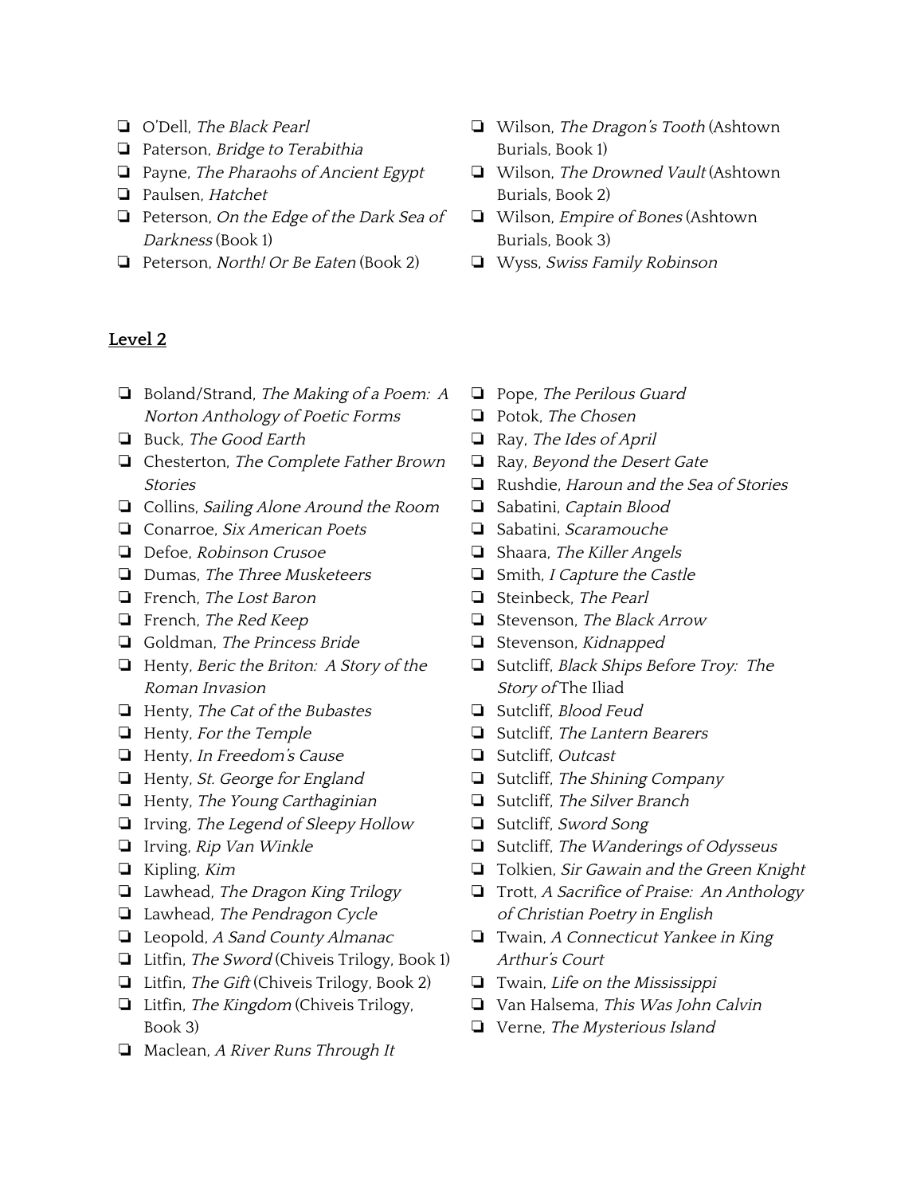- ❏ O'Dell, *The Black Pearl*
- ❏ Paterson, *Bridge to Terabithia*
- ❏ Payne, *The Pharaohs of Ancient Egypt*
- ❏ Paulsen, *Hatchet*
- ❏ Peterson, *On the Edge of the Dark Sea of Darkness* (Book 1)
- ❏ Peterson, *North! Or Be Eaten* (Book 2)
- ❏ Wilson, *The Dragon's Tooth* (Ashtown Burials, Book 1)
- ❏ Wilson, *The Drowned Vault* (Ashtown Burials, Book 2)
- ❏ Wilson, *Empire of Bones* (Ashtown Burials, Book 3)
- ❏ Wyss, *Swiss Family Robinson*

## **Level 2**

- ❏ Boland/Strand, *The Making of a Poem: A Norton Anthology of Poetic Forms*
- ❏ Buck, *The Good Earth*
- ❏ Chesterton, *The Complete Father Brown Stories*
- ❏ Collins, *Sailing Alone Around the Room*
- ❏ Conarroe, *Six American Poets*
- ❏ Defoe, *Robinson Crusoe*
- ❏ Dumas, *The Three Musketeers*
- ❏ French, *The Lost Baron*
- ❏ French, *The Red Keep*
- ❏ Goldman, *The Princess Bride*
- ❏ Henty, *Beric the Briton: A Story of the Roman Invasion*
- ❏ Henty, *The Cat of the Bubastes*
- ❏ Henty, *For the Temple*
- ❏ Henty, *In Freedom's Cause*
- ❏ Henty, *St. George for England*
- ❏ Henty, *The Young Carthaginian*
- ❏ Irving, *The Legend of Sleepy Hollow*
- ❏ Irving, *Rip Van Winkle*
- ❏ Kipling, *Kim*
- ❏ Lawhead, *The Dragon King Trilogy*
- ❏ Lawhead, *The Pendragon Cycle*
- ❏ Leopold, *A Sand County Almanac*
- ❏ Litfin, *The Sword* (Chiveis Trilogy, Book 1)
- ❏ Litfin, *The Gift* (Chiveis Trilogy, Book 2)
- ❏ Litfin, *The Kingdom* (Chiveis Trilogy, Book 3)
- ❏ Maclean, *A River Runs Through It*
- ❏ Pope, *The Perilous Guard*
- ❏ Potok, *The Chosen*
- ❏ Ray, *The Ides of April*
- ❏ Ray, *Beyond the Desert Gate*
- ❏ Rushdie, *Haroun and the Sea of Stories*
- ❏ Sabatini, *Captain Blood*
- ❏ Sabatini, *Scaramouche*
- ❏ Shaara, *The Killer Angels*
- ❏ Smith, *I Capture the Castle*
- ❏ Steinbeck, *The Pearl*
- ❏ Stevenson, *The Black Arrow*
- ❏ Stevenson, *Kidnapped*
- ❏ Sutcliff, *Black Ships Before Troy: The Story of* The Iliad
- ❏ Sutcliff, *Blood Feud*
- ❏ Sutcliff, *The Lantern Bearers*
- ❏ Sutcliff, *Outcast*
- ❏ Sutcliff, *The Shining Company*
- ❏ Sutcliff, *The Silver Branch*
- ❏ Sutcliff, *Sword Song*
- ❏ Sutcliff, *The Wanderings of Odysseus*
- ❏ Tolkien, *Sir Gawain and the Green Knight*
- ❏ Trott, *A Sacrifice of Praise: An Anthology of Christian Poetry in English*
- ❏ Twain, *A Connecticut Yankee in King Arthur's Court*
- ❏ Twain, *Life on the Mississippi*
- ❏ Van Halsema, *This Was John Calvin*
- ❏ Verne, *The Mysterious Island*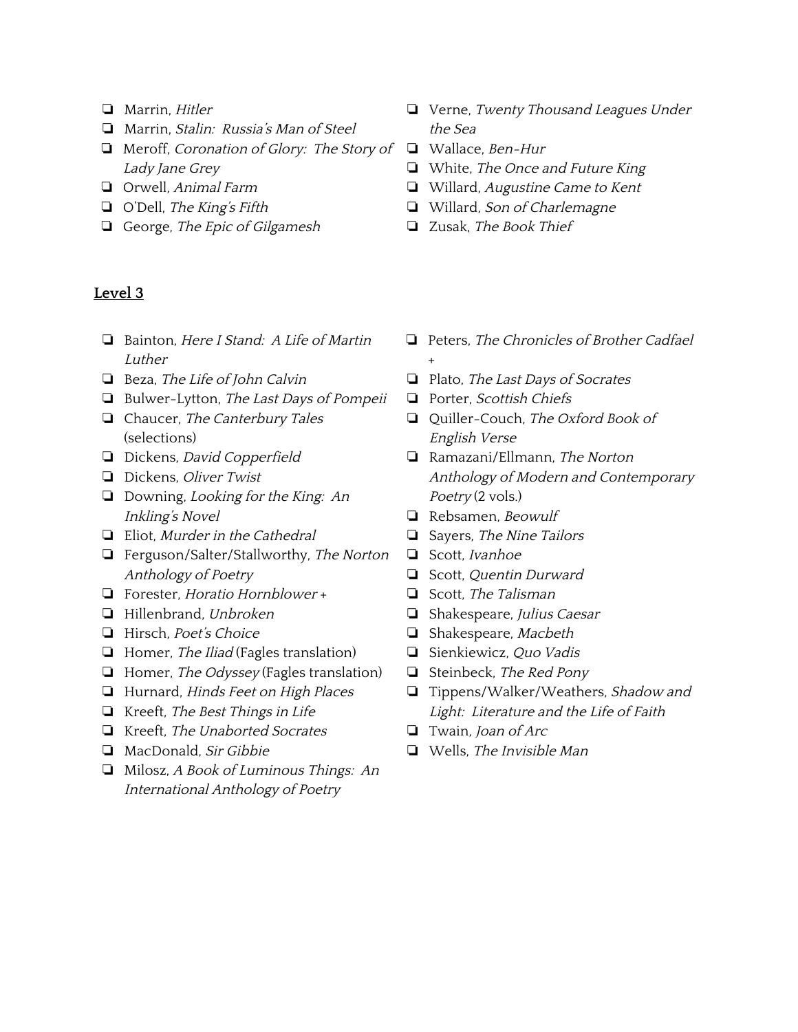- ❏ Marrin, *Hitler*
- ❏ Marrin, *Stalin: Russia's Man of Steel*
- ❏ Meroff, *Coronation of Glory: The Story of Lady Jane Grey*
- ❏ Orwell, *Animal Farm*
- ❏ O'Dell, *The King's Fifth*
- ❏ George, *The Epic of Gilgamesh*
- ❏ Verne, *Twenty Thousand Leagues Under the Sea*
- ❏ Wallace, *Ben-Hur*
- ❏ White, *The Once and Future King*
- ❏ Willard, *Augustine Came to Kent*
- ❏ Willard, *Son of Charlemagne*
- ❏ Zusak, *The Book Thief*

## Level 3

- ❏ Bainton, *Here I Stand: A Life of Martin Luther*
- ❏ Beza, *The Life of John Calvin*
- ❏ Bulwer-Lytton, *The Last Days of Pompeii*
- ❏ Chaucer, *The Canterbury Tales* (selections)
- ❏ Dickens, *David Copperfield*
- ❏ Dickens, *Oliver Twist*
- ❏ Downing, *Looking for the King: An Inkling's Novel*
- ❏ Eliot, *Murder in the Cathedral*
- ❏ Ferguson/Salter/Stallworthy, *The Norton Anthology of Poetry*
- ❏ Forester, *Horatio Hornblower* +
- ❏ Hillenbrand, *Unbroken*
- ❏ Hirsch, *Poet's Choice*
- ❏ Homer, *The Iliad* (Fagles translation)
- ❏ Homer, *The Odyssey* (Fagles translation)
- ❏ Hurnard, *Hinds Feet on High Places*
- ❏ Kreeft, *The Best Things in Life*
- ❏ Kreeft, *The Unaborted Socrates*
- ❏ MacDonald, *Sir Gibbie*
- ❏ Milosz, *A Book of Luminous Things: An International Anthology of Poetry*
- ❏ Peters, *The Chronicles of Brother Cadfael* +
- ❏ Plato, *The Last Days of Socrates*
- ❏ Porter, *Scottish Chiefs*
- ❏ Quiller-Couch, *The Oxford Book of English Verse*
- ❏ Ramazani/Ellmann, *The Norton Anthology of Modern and Contemporary Poetry* (2 vols.)
- ❏ Rebsamen, *Beowulf*
- ❏ Sayers, *The Nine Tailors*
- ❏ Scott, *Ivanhoe*
- ❏ Scott, *Quentin Durward*
- ❏ Scott, *The Talisman*
- ❏ Shakespeare, *Julius Caesar*
- ❏ Shakespeare, *Macbeth*
- ❏ Sienkiewicz, *Quo Vadis*
- ❏ Steinbeck, *The Red Pony*
- ❏ Tippens/Walker/Weathers, *Shadow and Light: Literature and the Life of Faith*
- ❏ Twain, *Joan of Arc*
- ❏ Wells, *The Invisible Man*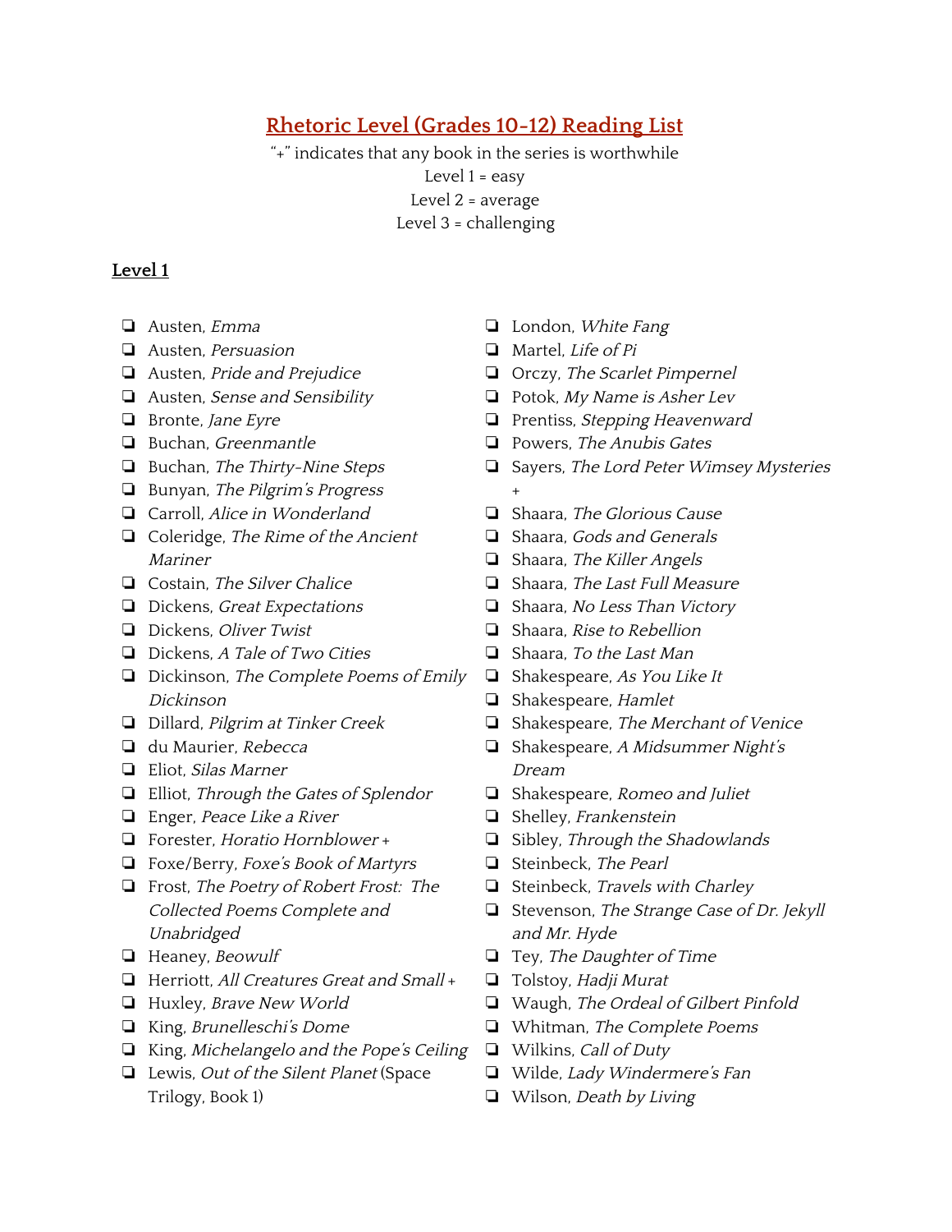## Rhetoric Level (Grades 10-12) Reading List

"+" indicates that any book in the series is worthwhile

Level 1 = easy

Level 2 = average

Level 3 = challenging

### Level 1

- ❏ Austen, *Emma*
- ❏ Austen, *Persuasion*
- ❏ Austen, *Pride and Prejudice*
- ❏ Austen, *Sense and Sensibility*
- ❏ Bronte, *Jane Eyre*
- ❏ Buchan, *Greenmantle*
- ❏ Buchan, *The Thirty-Nine Steps*
- ❏ Bunyan, *The Pilgrim's Progress*
- ❏ Carroll, *Alice in Wonderland*
- ❏ Coleridge, *The Rime of the Ancient Mariner*
- ❏ Costain, *The Silver Chalice*
- ❏ Dickens, *Great Expectations*
- ❏ Dickens, *Oliver Twist*
- ❏ Dickens, *A Tale of Two Cities*
- ❏ Dickinson, *The Complete Poems of Emily Dickinson*
- ❏ Dillard, *Pilgrim at Tinker Creek*
- ❏ du Maurier, *Rebecca*
- ❏ Eliot, *Silas Marner*
- ❏ Elliot, *Through the Gates of Splendor*
- ❏ Enger, *Peace Like a River*
- ❏ Forester, *Horatio Hornblower* +
- ❏ Foxe/Berry, *Foxe's Book of Martyrs*
- ❏ Frost, *The Poetry of Robert Frost: The Collected Poems Complete and Unabridged*
- ❏ Heaney, *Beowulf*
- ❏ Herriott, *All Creatures Great and Small* +
- ❏ Huxley, *Brave New World*
- ❏ King, *Brunelleschi's Dome*
- ❏ King, *Michelangelo and the Pope's Ceiling*
- ❏ Lewis, *Out of the Silent Planet* (Space Trilogy, Book 1)
- ❏ London, *White Fang*
- ❏ Martel, *Life of Pi*
- ❏ Orczy, *The Scarlet Pimpernel*
- ❏ Potok, *My Name is Asher Lev*
- ❏ Prentiss, *Stepping Heavenward*
- ❏ Powers, *The Anubis Gates*
- ❏ Sayers, *The Lord Peter Wimsey Mysteries* +
- ❏ Shaara, *The Glorious Cause*
- ❏ Shaara, *Gods and Generals*
- ❏ Shaara, *The Killer Angels*
- ❏ Shaara, *The Last Full Measure*
- ❏ Shaara, *No Less Than Victory*
- ❏ Shaara, *Rise to Rebellion*
- ❏ Shaara, *To the Last Man*
- ❏ Shakespeare, *As You Like It*
- ❏ Shakespeare, *Hamlet*
- ❏ Shakespeare, *The Merchant of Venice*
- ❏ Shakespeare, *A Midsummer Night's Dream*
- ❏ Shakespeare, *Romeo and Juliet*
- ❏ Shelley, *Frankenstein*
- ❏ Sibley, *Through the Shadowlands*
- ❏ Steinbeck, *The Pearl*
- ❏ Steinbeck, *Travels with Charley*
- ❏ Stevenson, *The Strange Case of Dr. Jekyll and Mr. Hyde*
- ❏ Tey, *The Daughter of Time*
- ❏ Tolstoy, *Hadji Murat*
- ❏ Waugh, *The Ordeal of Gilbert Pinfold*
- ❏ Whitman, *The Complete Poems*
- ❏ Wilkins, *Call of Duty*
- ❏ Wilde, *Lady Windermere's Fan*
- ❏ Wilson, *Death by Living*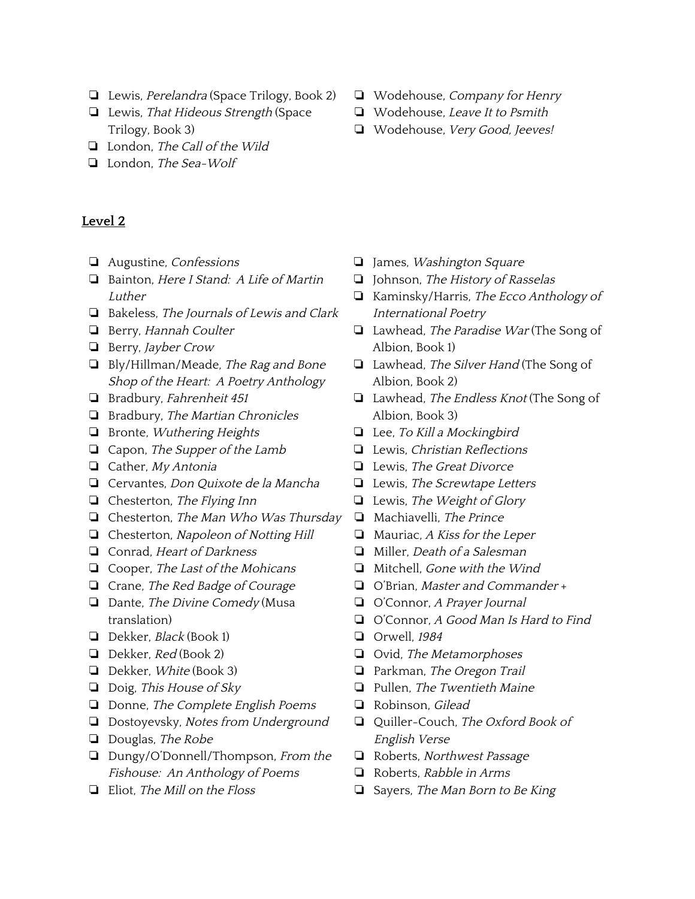- ❏ Lewis, *Perelandra* (Space Trilogy, Book 2)
- ❏ Lewis, *That Hideous Strength* (Space Trilogy, Book 3)
- ❏ London, *The Call of the Wild*
- ❏ London, *The Sea-Wolf*
- ❏ Wodehouse, *Company for Henry*
- ❏ Wodehouse, *Leave It to Psmith*
- ❏ Wodehouse, *Very Good, Jeeves!*

**Level 2**

- ❏ Augustine, *Confessions*
- ❏ Bainton, *Here I Stand: A Life of Martin Luther*
- ❏ Bakeless, *The Journals of Lewis and Clark*
- ❏ Berry, *Hannah Coulter*
- ❏ Berry, *Jayber Crow*
- ❏ Bly/Hillman/Meade, *The Rag and Bone Shop of the Heart: A Poetry Anthology*
- ❏ Bradbury, *Fahrenheit 451*
- ❏ Bradbury, *The Martian Chronicles*
- ❏ Bronte, *Wuthering Heights*
- ❏ Capon, *The Supper of the Lamb*
- ❏ Cather, *My Antonia*
- ❏ Cervantes, *Don Quixote de la Mancha*
- ❏ Chesterton, *The Flying Inn*
- ❏ Chesterton, *The Man Who Was Thursday*
- ❏ Chesterton, *Napoleon of Notting Hill*
- ❏ Conrad, *Heart of Darkness*
- ❏ Cooper, *The Last of the Mohicans*
- ❏ Crane, *The Red Badge of Courage*
- ❏ Dante, *The Divine Comedy* (Musa translation)
- ❏ Dekker, *Black* (Book 1)
- ❏ Dekker, *Red* (Book 2)
- ❏ Dekker, *White* (Book 3)
- ❏ Doig, *This House of Sky*
- ❏ Donne, *The Complete English Poems*
- ❏ Dostoyevsky, *Notes from Underground*
- ❏ Douglas, *The Robe*
- ❏ Dungy/O'Donnell/Thompson, *From the Fishouse: An Anthology of Poems*
- ❏ Eliot, *The Mill on the Floss*
- ❏ James, *Washington Square*
- ❏ Johnson, *The History of Rasselas*
- ❏ Kaminsky/Harris, *The Ecco Anthology of International Poetry*
- ❏ Lawhead, *The Paradise War* (The Song of Albion, Book 1)
- ❏ Lawhead, *The Silver Hand* (The Song of Albion, Book 2)
- ❏ Lawhead, *The Endless Knot* (The Song of Albion, Book 3)
- ❏ Lee, *To Kill a Mockingbird*
- ❏ Lewis, *Christian Reflections*
- ❏ Lewis, *The Great Divorce*
- ❏ Lewis, *The Screwtape Letters*
- ❏ Lewis, *The Weight of Glory*
- ❏ Machiavelli, *The Prince*
- ❏ Mauriac, *A Kiss for the Leper*
- ❏ Miller, *Death of a Salesman*
- ❏ Mitchell, *Gone with the Wind*
- ❏ O'Brian, *Master and Commander* +
- ❏ O'Connor, *A Prayer Journal*
- ❏ O'Connor, *A Good Man Is Hard to Find*
- ❏ Orwell, *1984*
- ❏ Ovid, *The Metamorphoses*
- ❏ Parkman, *The Oregon Trail*
- ❏ Pullen, *The Twentieth Maine*
- ❏ Robinson, *Gilead*
- ❏ Quiller-Couch, *The Oxford Book of English Verse*
- ❏ Roberts, *Northwest Passage*
- ❏ Roberts, *Rabble in Arms*
- ❏ Sayers, *The Man Born to Be King*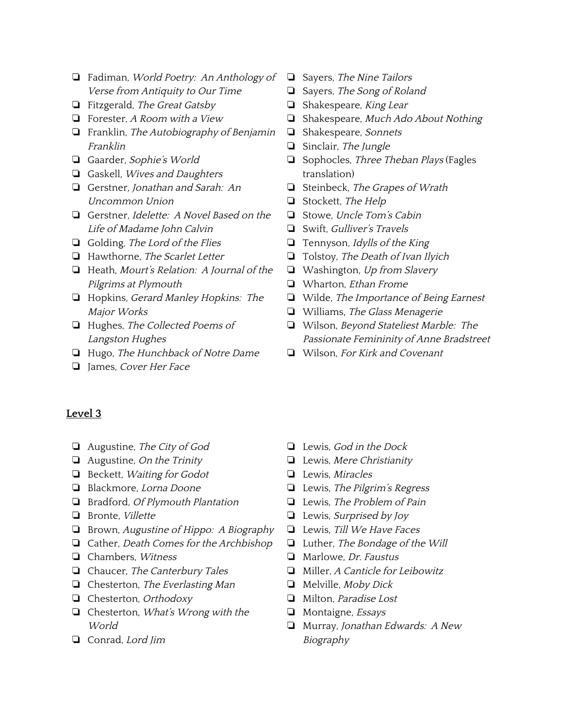- ❏ Fadiman, *World Poetry: An Anthology of Verse from Antiquity to Our Time*
- ❏ Fitzgerald, *The Great Gatsby*
- ❏ Forester, *A Room with a View*
- ❏ Franklin, *The Autobiography of Benjamin Franklin*
- ❏ Gaarder, *Sophie's World*
- ❏ Gaskell, *Wives and Daughters*
- ❏ Gerstner, *Jonathan and Sarah: An Uncommon Union*
- ❏ Gerstner, *Idelette: A Novel Based on the Life of Madame John Calvin*
- ❏ Golding, *The Lord of the Flies*
- ❏ Hawthorne, *The Scarlet Letter*
- ❏ Heath, *Mourt's Relation: A Journal of the Pilgrims at Plymouth*
- ❏ Hopkins, *Gerard Manley Hopkins: The Major Works*
- ❏ Hughes, *The Collected Poems of Langston Hughes*
- ❏ Hugo, *The Hunchback of Notre Dame*
- ❏ James, *Cover Her Face*
- ❏ Sayers, *The Nine Tailors*
- ❏ Sayers, *The Song of Roland*
- ❏ Shakespeare, *King Lear*
- ❏ Shakespeare, *Much Ado About Nothing*
- ❏ Shakespeare, *Sonnets*
- ❏ Sinclair, *The Jungle*
- ❏ Sophocles, *Three Theban Plays* (Fagles translation)
- ❏ Steinbeck, *The Grapes of Wrath*
- ❏ Stockett, *The Help*
- ❏ Stowe, *Uncle Tom's Cabin*
- ❏ Swift, *Gulliver's Travels*
- ❏ Tennyson, *Idylls of the King*
- ❏ Tolstoy, *The Death of Ivan Ilyich*
- ❏ Washington, *Up from Slavery*
- ❏ Wharton, *Ethan Frome*
- ❏ Wilde, *The Importance of Being Earnest*
- ❏ Williams, *The Glass Menagerie*
- ❏ Wilson, *Beyond Stateliest Marble: The Passionate Femininity of Anne Bradstreet*
- ❏ Wilson, *For Kirk and Covenant*

## Level 3

- ❏ Augustine, *The City of God*
- ❏ Augustine, *On the Trinity*
- ❏ Beckett, *Waiting for Godot*
- ❏ Blackmore, *Lorna Doone*
- ❏ Bradford, *Of Plymouth Plantation*
- ❏ Bronte, *Villette*
- ❏ Brown, *Augustine of Hippo: A Biography*
- ❏ Cather, *Death Comes for the Archbishop*
- ❏ Chambers, *Witness*
- ❏ Chaucer, *The Canterbury Tales*
- ❏ Chesterton, *The Everlasting Man*
- ❏ Chesterton, *Orthodoxy*
- ❏ Chesterton, *What's Wrong with the World*
- ❏ Conrad, *Lord Jim*
- ❏ Lewis, *God in the Dock*
- ❏ Lewis, *Mere Christianity*
- ❏ Lewis, *Miracles*
- ❏ Lewis, *The Pilgrim's Regress*
- ❏ Lewis, *The Problem of Pain*
- ❏ Lewis, *Surprised by Joy*
- ❏ Lewis, *Till We Have Faces*
- ❏ Luther, *The Bondage of the Will*
- ❏ Marlowe, *Dr. Faustus*
- ❏ Miller, *A Canticle for Leibowitz*
- ❏ Melville, *Moby Dick*
- ❏ Milton, *Paradise Lost*
- ❏ Montaigne, *Essays*
- ❏ Murray, *Jonathan Edwards: A New Biography*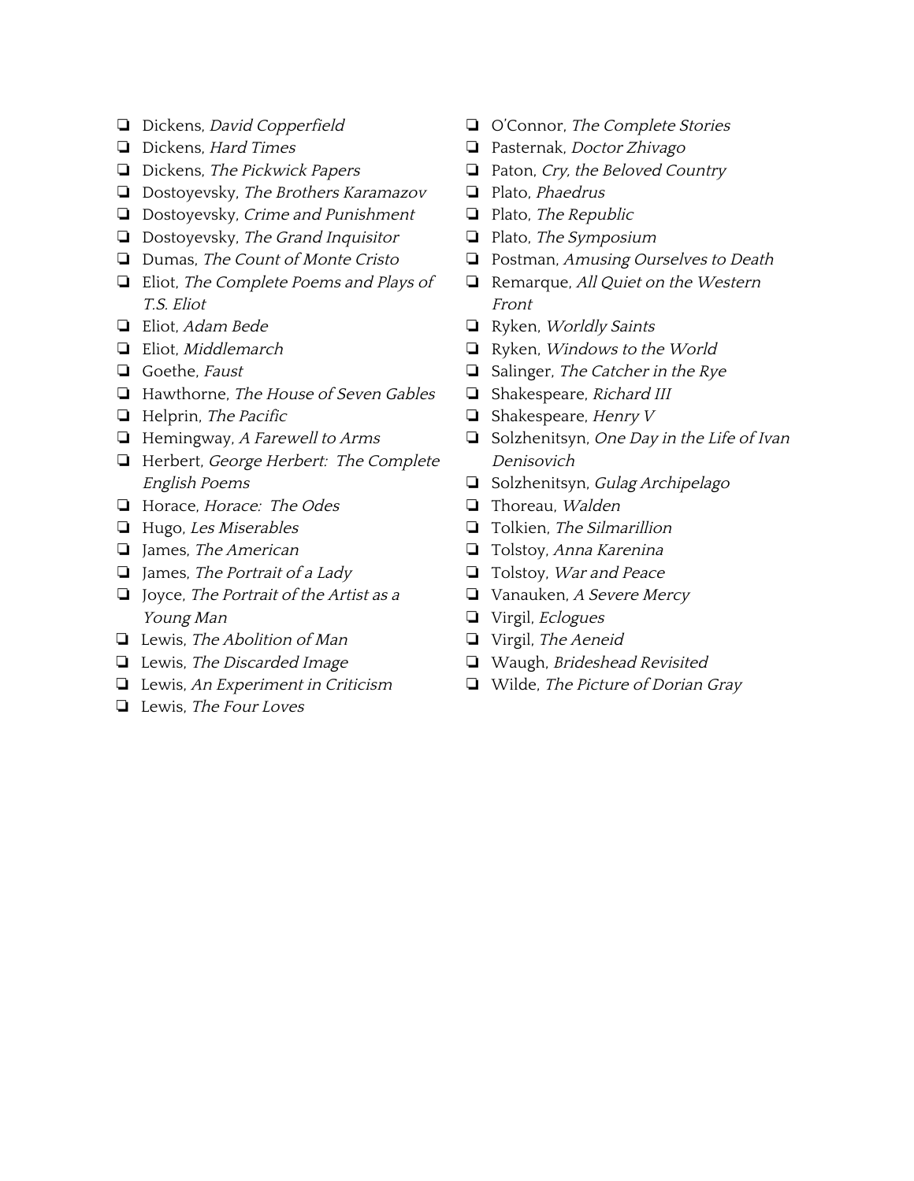- ❏ Dickens, *David Copperfield*
- ❏ Dickens, *Hard Times*
- ❏ Dickens, *The Pickwick Papers*
- ❏ Dostoyevsky, *The Brothers Karamazov*
- ❏ Dostoyevsky, *Crime and Punishment*
- ❏ Dostoyevsky, *The Grand Inquisitor*
- ❏ Dumas, *The Count of Monte Cristo*
- ❏ Eliot, *The Complete Poems and Plays of T.S. Eliot*
- ❏ Eliot, *Adam Bede*
- ❏ Eliot, *Middlemarch*
- ❏ Goethe, *Faust*
- ❏ Hawthorne, *The House of Seven Gables*
- ❏ Helprin, *The Pacific*
- ❏ Hemingway, *A Farewell to Arms*
- ❏ Herbert, *George Herbert: The Complete English Poems*
- ❏ Horace, *Horace: The Odes*
- ❏ Hugo, *Les Miserables*
- ❏ James, *The American*
- ❏ James, *The Portrait of a Lady*
- ❏ Joyce, *The Portrait of the Artist as a Young Man*
- ❏ Lewis, *The Abolition of Man*
- ❏ Lewis, *The Discarded Image*
- ❏ Lewis, *An Experiment in Criticism*
- ❏ Lewis, *The Four Loves*
- ❏ O'Connor, *The Complete Stories*
- ❏ Pasternak, *Doctor Zhivago*
- ❏ Paton, *Cry, the Beloved Country*
- ❏ Plato, *Phaedrus*
- ❏ Plato, *The Republic*
- ❏ Plato, *The Symposium*
- ❏ Postman, *Amusing Ourselves to Death*
- ❏ Remarque, *All Quiet on the Western Front*
- ❏ Ryken, *Worldly Saints*
- ❏ Ryken, *Windows to the World*
- ❏ Salinger, *The Catcher in the Rye*
- ❏ Shakespeare, *Richard III*
- ❏ Shakespeare, *Henry V*
- ❏ Solzhenitsyn, *One Day in the Life of Ivan Denisovich*
- ❏ Solzhenitsyn, *Gulag Archipelago*
- ❏ Thoreau, *Walden*
- ❏ Tolkien, *The Silmarillion*
- ❏ Tolstoy, *Anna Karenina*
- ❏ Tolstoy, *War and Peace*
- ❏ Vanauken, *A Severe Mercy*
- ❏ Virgil, *Eclogues*
- ❏ Virgil, *The Aeneid*
- ❏ Waugh, *Brideshead Revisited*
- ❏ Wilde, *The Picture of Dorian Gray*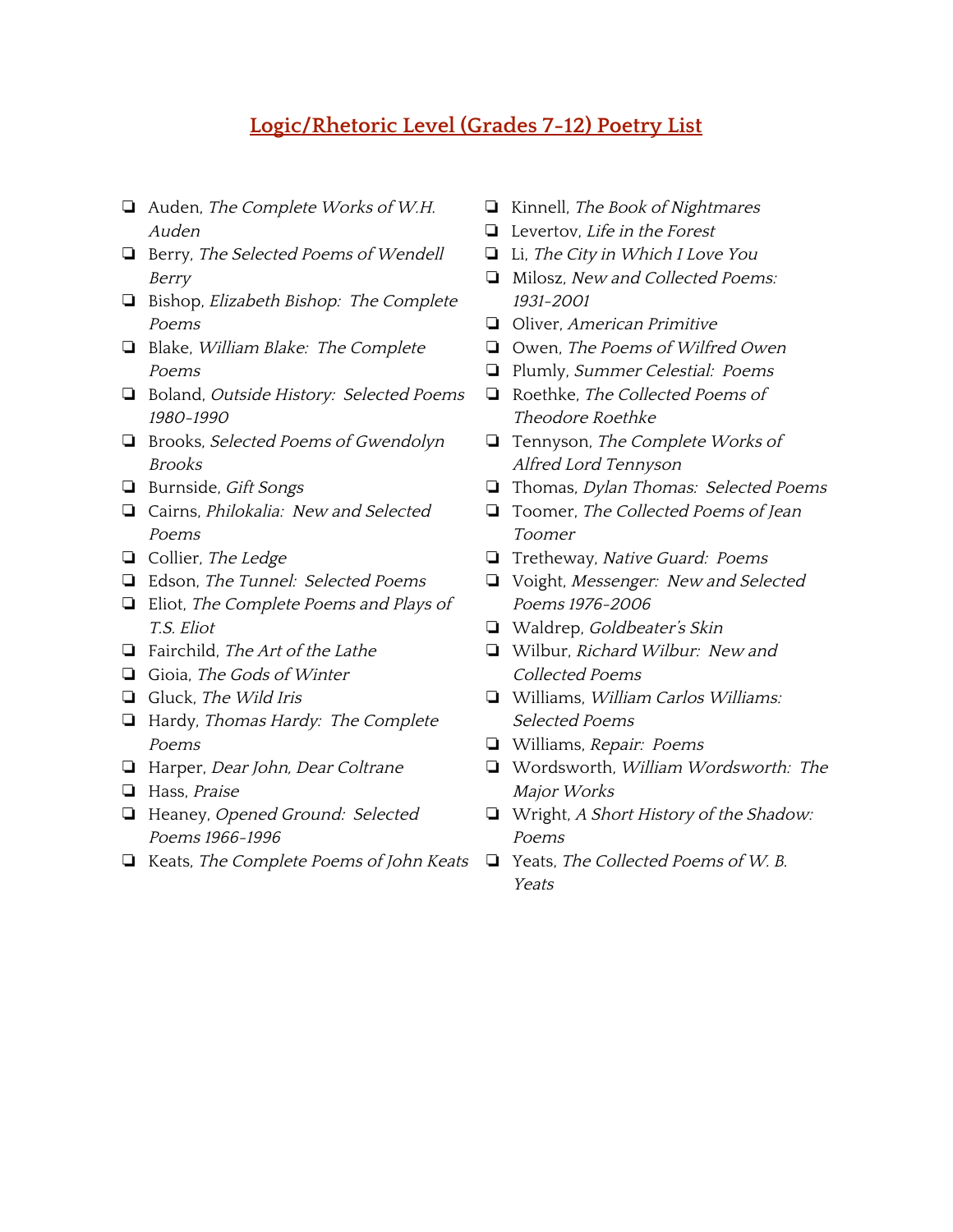## Logic/Rhetoric Level (Grades 7-12) Poetry List

- ❏ Auden, *The Complete Works of W.H. Auden*
- ❏ Berry, *The Selected Poems of Wendell Berry*
- ❏ Bishop, *Elizabeth Bishop: The Complete Poems*
- ❏ Blake, *William Blake: The Complete Poems*
- ❏ Boland, *Outside History: Selected Poems 1980-1990*
- ❏ Brooks, *Selected Poems of Gwendolyn Brooks*
- ❏ Burnside, *Gift Songs*
- ❏ Cairns, *Philokalia: New and Selected Poems*
- ❏ Collier, *The Ledge*
- ❏ Edson, *The Tunnel: Selected Poems*
- ❏ Eliot, *The Complete Poems and Plays of T.S. Eliot*
- ❏ Fairchild, *The Art of the Lathe*
- ❏ Gioia, *The Gods of Winter*
- ❏ Gluck, *The Wild Iris*
- ❏ Hardy, *Thomas Hardy: The Complete Poems*
- ❏ Harper, *Dear John, Dear Coltrane*
- ❏ Hass, *Praise*
- ❏ Heaney, *Opened Ground: Selected Poems 1966-1996*
- ❏ Keats, *The Complete Poems of John Keats*
- ❏ Kinnell, *The Book of Nightmares*
- ❏ Levertov, *Life in the Forest*
- ❏ Li, *The City in Which I Love You*
- ❏ Milosz, *New and Collected Poems: 1931-2001*
- ❏ Oliver, *American Primitive*
- ❏ Owen, *The Poems of Wilfred Owen*
- ❏ Plumly, *Summer Celestial: Poems*
- ❏ Roethke, *The Collected Poems of Theodore Roethke*
- ❏ Tennyson, *The Complete Works of Alfred Lord Tennyson*
- ❏ Thomas, *Dylan Thomas: Selected Poems*
- ❏ Toomer, *The Collected Poems of Jean Toomer*
- ❏ Tretheway, *Native Guard: Poems*
- ❏ Voight, *Messenger: New and Selected Poems 1976-2006*
- ❏ Waldrep, *Goldbeater's Skin*
- ❏ Wilbur, *Richard Wilbur: New and Collected Poems*
- ❏ Williams, *William Carlos Williams: Selected Poems*
- ❏ Williams, *Repair: Poems*
- ❏ Wordsworth, *William Wordsworth: The Major Works*
- ❏ Wright, *A Short History of the Shadow: Poems*
- ❏ Yeats, *The Collected Poems of W. B. Yeats*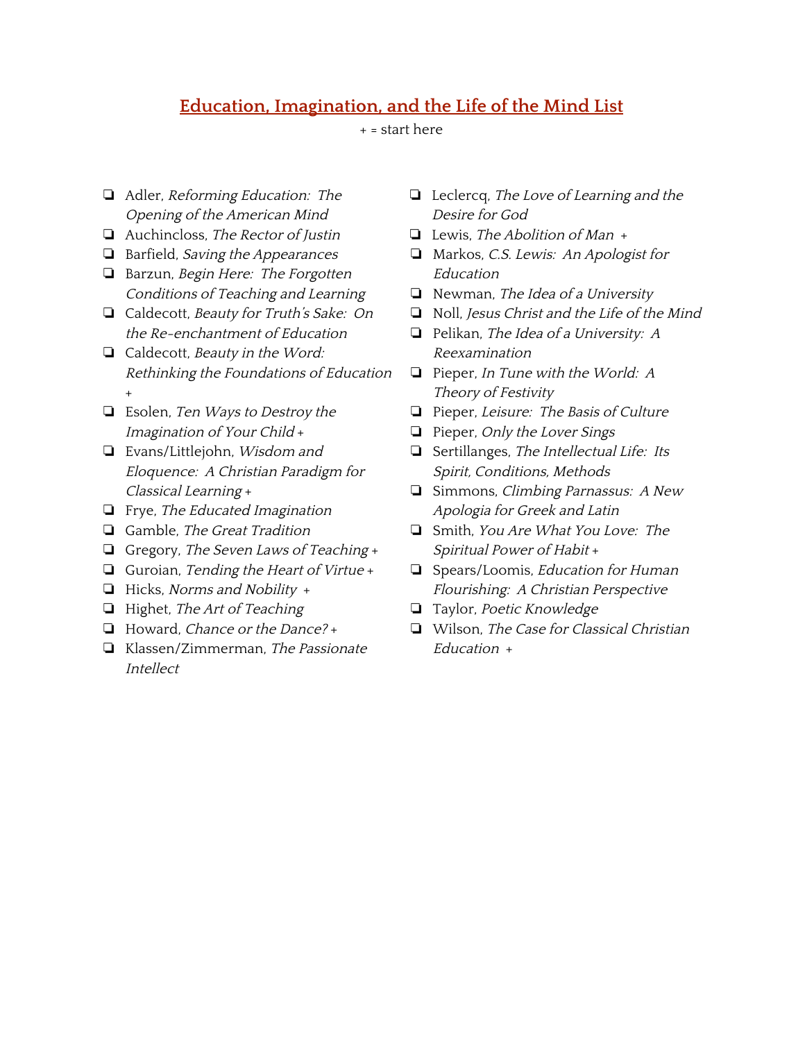## Education, Imagination, and the Life of the Mind List

+ = start here

- ❏ Adler, *Reforming Education: The Opening of the American Mind*
- ❏ Auchincloss, *The Rector of Justin*
- ❏ Barfield, *Saving the Appearances*
- ❏ Barzun, *Begin Here: The Forgotten Conditions of Teaching and Learning*
- ❏ Caldecott, *Beauty for Truth's Sake: On the Re-enchantment of Education*
- ❏ Caldecott, *Beauty in the Word: Rethinking the Foundations of Education* +
- ❏ Esolen, *Ten Ways to Destroy the Imagination of Your Child* +
- ❏ Evans/Littlejohn, *Wisdom and Eloquence: A Christian Paradigm for Classical Learning* +
- ❏ Frye, *The Educated Imagination*
- ❏ Gamble, *The Great Tradition*
- ❏ Gregory, *The Seven Laws of Teaching* +
- ❏ Guroian, *Tending the Heart of Virtue* +
- ❏ Hicks, *Norms and Nobility* +
- ❏ Highet, *The Art of Teaching*
- ❏ Howard, *Chance or the Dance?* +
- ❏ Klassen/Zimmerman, *The Passionate Intellect*
- ❏ Leclercq, *The Love of Learning and the Desire for God*
- ❏ Lewis, *The Abolition of Man* +
- ❏ Markos, *C.S. Lewis: An Apologist for Education*
- ❏ Newman, *The Idea of a University*
- ❏ Noll, *Jesus Christ and the Life of the Mind*
- ❏ Pelikan, *The Idea of a University: A Reexamination*
- ❏ Pieper, *In Tune with the World: A Theory of Festivity*
- ❏ Pieper, *Leisure: The Basis of Culture*
- ❏ Pieper, *Only the Lover Sings*
- ❏ Sertillanges, *The Intellectual Life: Its Spirit, Conditions, Methods*
- ❏ Simmons, *Climbing Parnassus: A New Apologia for Greek and Latin*
- ❏ Smith, *You Are What You Love: The Spiritual Power of Habit* +
- ❏ Spears/Loomis, *Education for Human Flourishing: A Christian Perspective*
- ❏ Taylor, *Poetic Knowledge*
- ❏ Wilson, *The Case for Classical Christian Education* +